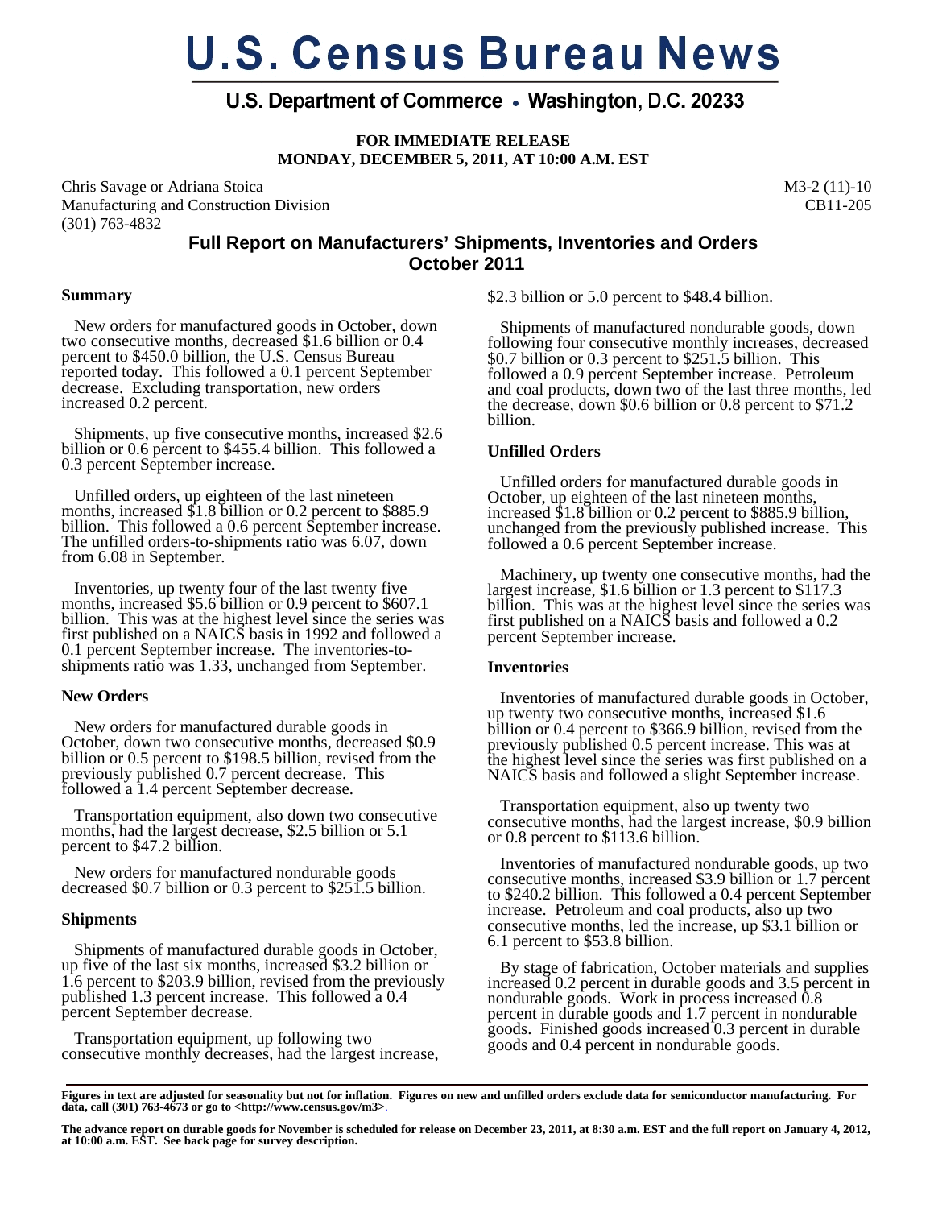# U.S. Census Bureau News

## U.S. Department of Commerce • Washington, D.C. 20233

**FOR IMMEDIATE RELEASE**
**MONDAY, DECEMBER 5, 2011, AT 10:00 A.M. EST**

Chris Savage or Adriana Stoica
Manufacturing and Construction Division
(301) 763-4832

M3-2 (11)-10
CB11-205

## Full Report on Manufacturers' Shipments, Inventories and Orders October 2011

### Summary

New orders for manufactured goods in October, down two consecutive months, decreased $1.6 billion or 0.4 percent to $450.0 billion, the U.S. Census Bureau reported today. This followed a 0.1 percent September decrease. Excluding transportation, new orders increased 0.2 percent.

Shipments, up five consecutive months, increased $2.6 billion or 0.6 percent to $455.4 billion. This followed a 0.3 percent September increase.

Unfilled orders, up eighteen of the last nineteen months, increased $1.8 billion or 0.2 percent to $885.9 billion. This followed a 0.6 percent September increase. The unfilled orders-to-shipments ratio was 6.07, down from 6.08 in September.

Inventories, up twenty four of the last twenty five months, increased $5.6 billion or 0.9 percent to $607.1 billion. This was at the highest level since the series was first published on a NAICS basis in 1992 and followed a 0.1 percent September increase. The inventories-to-shipments ratio was 1.33, unchanged from September.

### New Orders

New orders for manufactured durable goods in October, down two consecutive months, decreased $0.9 billion or 0.5 percent to $198.5 billion, revised from the previously published 0.7 percent decrease. This followed a 1.4 percent September decrease.

Transportation equipment, also down two consecutive months, had the largest decrease, $2.5 billion or 5.1 percent to $47.2 billion.

New orders for manufactured nondurable goods decreased $0.7 billion or 0.3 percent to $251.5 billion.

### Shipments

Shipments of manufactured durable goods in October, up five of the last six months, increased $3.2 billion or 1.6 percent to $203.9 billion, revised from the previously published 1.3 percent increase. This followed a 0.4 percent September decrease.

Transportation equipment, up following two consecutive monthly decreases, had the largest increase, $2.3 billion or 5.0 percent to $48.4 billion.

Shipments of manufactured nondurable goods, down following four consecutive monthly increases, decreased $0.7 billion or 0.3 percent to $251.5 billion. This followed a 0.9 percent September increase. Petroleum and coal products, down two of the last three months, led the decrease, down $0.6 billion or 0.8 percent to $71.2 billion.

### Unfilled Orders

Unfilled orders for manufactured durable goods in October, up eighteen of the last nineteen months, increased $1.8 billion or 0.2 percent to $885.9 billion, unchanged from the previously published increase. This followed a 0.6 percent September increase.

Machinery, up twenty one consecutive months, had the largest increase, $1.6 billion or 1.3 percent to $117.3 billion. This was at the highest level since the series was first published on a NAICS basis and followed a 0.2 percent September increase.

### Inventories

Inventories of manufactured durable goods in October, up twenty two consecutive months, increased $1.6 billion or 0.4 percent to $366.9 billion, revised from the previously published 0.5 percent increase. This was at the highest level since the series was first published on a NAICS basis and followed a slight September increase.

Transportation equipment, also up twenty two consecutive months, had the largest increase, $0.9 billion or 0.8 percent to $113.6 billion.

Inventories of manufactured nondurable goods, up two consecutive months, increased $3.9 billion or 1.7 percent to $240.2 billion. This followed a 0.4 percent September increase. Petroleum and coal products, also up two consecutive months, led the increase, up $3.1 billion or 6.1 percent to $53.8 billion.

By stage of fabrication, October materials and supplies increased 0.2 percent in durable goods and 3.5 percent in nondurable goods. Work in process increased 0.8 percent in durable goods and 1.7 percent in nondurable goods. Finished goods increased 0.3 percent in durable goods and 0.4 percent in nondurable goods.

---

**Figures in text are adjusted for seasonality but not for inflation. Figures on new and unfilled orders exclude data for semiconductor manufacturing. For data, call (301) 763-4673 or go to <http://www.census.gov/m3>.**

**The advance report on durable goods for November is scheduled for release on December 23, 2011, at 8:30 a.m. EST and the full report on January 4, 2012, at 10:00 a.m. EST. See back page for survey description.**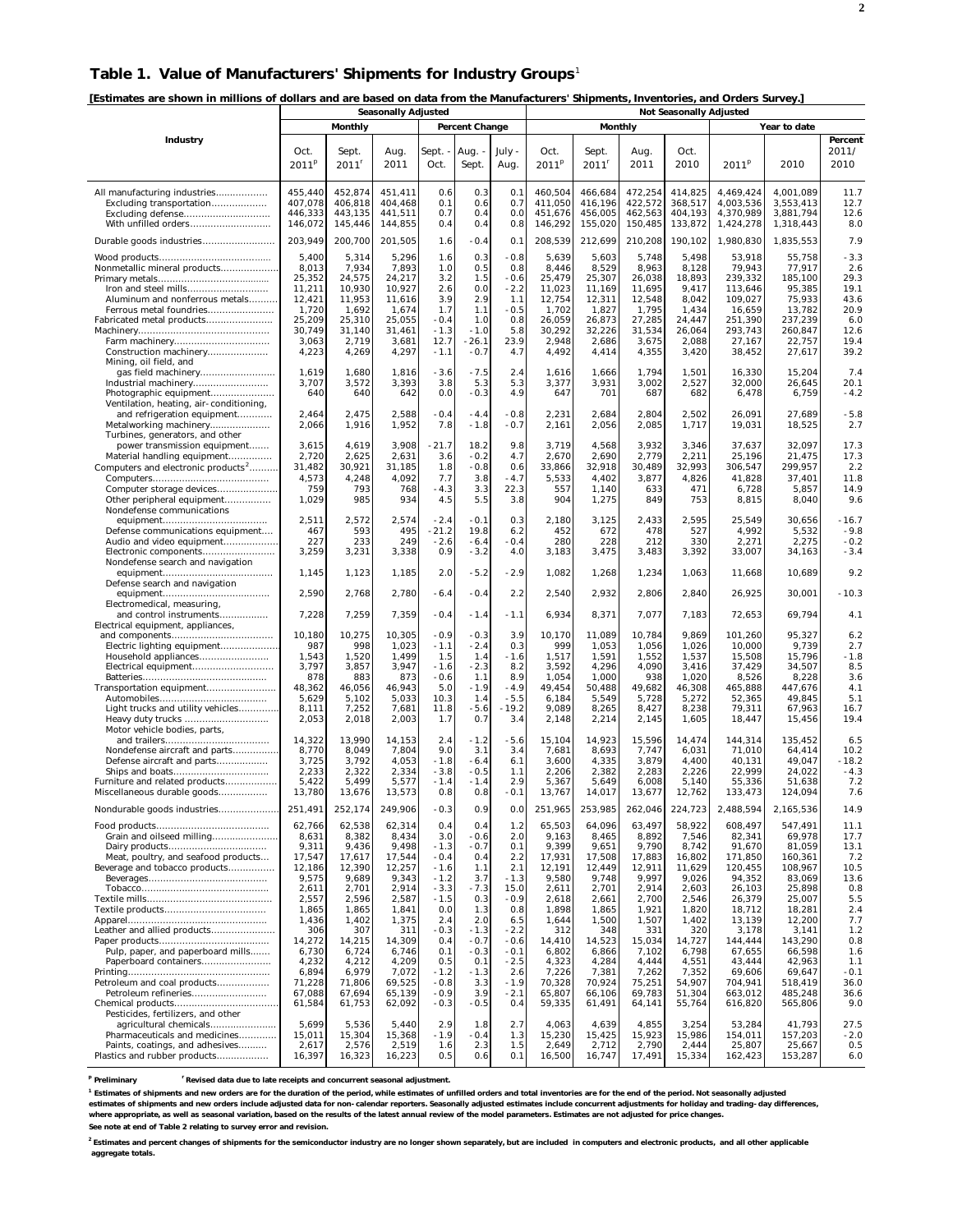## Table 1. Value of Manufacturers' Shipments for Industry Groups[1]

**[Estimates are shown in millions of dollars and are based on data from the Manufacturers' Shipments, Inventories, and Orders Survey.]**

| Industry | Seasonally Adjusted | | | | | | Not Seasonally Adjusted | | | | | | |
|---|---|---|---|---|---|---|---|---|---|---|---|---|---|
| | Monthly | | | Percent Change | | | Monthly | | | | Year to date | | |
| | Oct. 2011[p] | Sept. 2011[r] | Aug. 2011 | Sept. - Oct. | Aug. - Sept. | July - Aug. | Oct. 2011[p] | Sept. 2011[r] | Aug. 2011 | Oct. 2010 | 2011[p] | 2010 | Percent 2011/ 2010 |
| All manufacturing industries | 455,440 | 452,874 | 451,411 | 0.6 | 0.3 | 0.1 | 460,504 | 466,684 | 472,254 | 414,825 | 4,469,424 | 4,001,089 | 11.7 |
| Excluding transportation | 407,078 | 406,818 | 404,468 | 0.1 | 0.6 | 0.7 | 411,050 | 416,196 | 422,572 | 368,517 | 4,003,536 | 3,553,413 | 12.7 |
| Excluding defense | 446,333 | 443,135 | 441,511 | 0.7 | 0.4 | 0.0 | 451,676 | 456,005 | 462,563 | 404,193 | 4,370,989 | 3,881,794 | 12.6 |
| With unfilled orders | 146,072 | 145,446 | 144,855 | 0.4 | 0.4 | 0.8 | 146,292 | 155,020 | 150,485 | 133,872 | 1,424,278 | 1,318,443 | 8.0 |
| Durable goods industries | 203,949 | 200,700 | 201,505 | 1.6 | -0.4 | 0.1 | 208,539 | 212,699 | 210,208 | 190,102 | 1,980,830 | 1,835,553 | 7.9 |
| Wood products | 5,400 | 5,314 | 5,296 | 1.6 | 0.3 | -0.8 | 5,639 | 5,603 | 5,748 | 5,498 | 53,918 | 55,758 | -3.3 |
| Nonmetallic mineral products | 8,013 | 7,934 | 7,893 | 1.0 | 0.5 | 0.8 | 8,446 | 8,529 | 8,963 | 8,128 | 79,943 | 77,917 | 2.6 |
| Primary metals | 25,352 | 24,575 | 24,217 | 3.2 | 1.5 | -0.6 | 25,479 | 25,307 | 26,038 | 18,893 | 239,332 | 185,100 | 29.3 |
| Iron and steel mills | 11,211 | 10,930 | 10,927 | 2.6 | 0.0 | -2.2 | 11,023 | 11,169 | 11,695 | 9,417 | 113,646 | 95,385 | 19.1 |
| Aluminum and nonferrous metals | 12,421 | 11,953 | 11,616 | 3.9 | 2.9 | 1.1 | 12,754 | 12,311 | 12,548 | 8,042 | 109,027 | 75,933 | 43.6 |
| Ferrous metal foundries | 1,720 | 1,692 | 1,674 | 1.7 | 1.1 | -0.5 | 1,702 | 1,827 | 1,795 | 1,434 | 16,659 | 13,782 | 20.9 |
| Fabricated metal products | 25,209 | 25,310 | 25,055 | -0.4 | 1.0 | 0.8 | 26,059 | 26,873 | 27,285 | 24,447 | 251,390 | 237,239 | 6.0 |
| Machinery | 30,749 | 31,140 | 31,461 | -1.3 | -1.0 | 5.8 | 30,292 | 32,226 | 31,534 | 26,064 | 293,743 | 260,847 | 12.6 |
| Farm machinery | 3,063 | 2,719 | 3,681 | 12.7 | -26.1 | 23.9 | 2,948 | 2,686 | 3,675 | 2,088 | 27,167 | 22,757 | 19.4 |
| Construction machinery | 4,223 | 4,269 | 4,297 | -1.1 | -0.7 | 4.7 | 4,492 | 4,414 | 4,355 | 3,420 | 38,452 | 27,617 | 39.2 |
| Mining, oil field, and gas field machinery | 1,619 | 1,680 | 1,816 | -3.6 | -7.5 | 2.4 | 1,616 | 1,666 | 1,794 | 1,501 | 16,330 | 15,204 | 7.4 |
| Industrial machinery | 3,707 | 3,572 | 3,393 | 3.8 | 5.3 | 5.3 | 3,377 | 3,931 | 3,002 | 2,527 | 32,000 | 26,645 | 20.1 |
| Photographic equipment | 640 | 640 | 642 | 0.0 | -0.3 | 4.9 | 647 | 701 | 687 | 682 | 6,478 | 6,759 | -4.2 |
| Ventilation, heating, air-conditioning, and refrigeration equipment | 2,464 | 2,475 | 2,588 | -0.4 | -4.4 | -0.8 | 2,231 | 2,684 | 2,804 | 2,502 | 26,091 | 27,689 | -5.8 |
| Metalworking machinery | 2,066 | 1,916 | 1,952 | 7.8 | -1.8 | -0.7 | 2,161 | 2,056 | 2,085 | 1,717 | 19,031 | 18,525 | 2.7 |
| Turbines, generators, and other power transmission equipment | 3,615 | 4,619 | 3,908 | -21.7 | 18.2 | 9.8 | 3,719 | 4,568 | 3,932 | 3,346 | 37,637 | 32,097 | 17.3 |
| Material handling equipment | 2,720 | 2,625 | 2,631 | 3.6 | -0.2 | 4.7 | 2,670 | 2,690 | 2,779 | 2,211 | 25,196 | 21,475 | 17.3 |
| Computers and electronic products[2] | 31,482 | 30,921 | 31,185 | 1.8 | -0.8 | 0.6 | 33,866 | 32,918 | 30,489 | 32,993 | 306,547 | 299,957 | 2.2 |
| Computers | 4,573 | 4,248 | 4,092 | 7.7 | 3.8 | -4.7 | 5,533 | 4,402 | 3,877 | 4,826 | 41,828 | 37,401 | 11.8 |
| Computer storage devices | 759 | 793 | 768 | -4.3 | 3.3 | 22.3 | 557 | 1,140 | 633 | 471 | 6,728 | 5,857 | 14.9 |
| Other peripheral equipment | 1,029 | 985 | 934 | 4.5 | 5.5 | 3.8 | 904 | 1,275 | 849 | 753 | 8,815 | 8,040 | 9.6 |
| Nondefense communications equipment | 2,511 | 2,572 | 2,574 | -2.4 | -0.1 | 0.3 | 2,180 | 3,125 | 2,433 | 2,595 | 25,549 | 30,656 | -16.7 |
| Defense communications equipment | 467 | 593 | 495 | -21.2 | 19.8 | 6.2 | 452 | 672 | 478 | 527 | 4,992 | 5,532 | -9.8 |
| Audio and video equipment | 227 | 233 | 249 | -2.6 | -6.4 | -0.4 | 280 | 228 | 212 | 330 | 2,271 | 2,275 | -0.2 |
| Electronic components | 3,259 | 3,231 | 3,338 | 0.9 | -3.2 | 4.0 | 3,183 | 3,475 | 3,483 | 3,392 | 33,007 | 34,163 | -3.4 |
| Nondefense search and navigation equipment | 1,145 | 1,123 | 1,185 | 2.0 | -5.2 | -2.9 | 1,082 | 1,268 | 1,234 | 1,063 | 11,668 | 10,689 | 9.2 |
| Defense search and navigation equipment | 2,590 | 2,768 | 2,780 | -6.4 | -0.4 | 2.2 | 2,540 | 2,932 | 2,806 | 2,840 | 26,925 | 30,001 | -10.3 |
| Electromedical, measuring, and control instruments | 7,228 | 7,259 | 7,359 | -0.4 | -1.4 | -1.1 | 6,934 | 8,371 | 7,077 | 7,183 | 72,653 | 69,794 | 4.1 |
| Electrical equipment, appliances, and components | 10,180 | 10,275 | 10,305 | -0.9 | -0.3 | 3.9 | 10,170 | 11,089 | 10,784 | 9,869 | 101,260 | 95,327 | 6.2 |
| Electric lighting equipment | 987 | 998 | 1,023 | -1.1 | -2.4 | 0.3 | 999 | 1,053 | 1,056 | 1,026 | 10,000 | 9,739 | 2.7 |
| Household appliances | 1,543 | 1,520 | 1,499 | 1.5 | 1.4 | -1.6 | 1,517 | 1,591 | 1,552 | 1,537 | 15,508 | 15,796 | -1.8 |
| Electrical equipment | 3,797 | 3,857 | 3,947 | -1.6 | -2.3 | 8.2 | 3,592 | 4,296 | 4,090 | 3,416 | 37,429 | 34,507 | 8.5 |
| Batteries | 878 | 883 | 873 | -0.6 | 1.1 | 8.9 | 1,054 | 1,000 | 938 | 1,020 | 8,526 | 8,228 | 3.6 |
| Transportation equipment | 48,362 | 46,056 | 46,943 | 5.0 | -1.9 | -4.9 | 49,454 | 50,488 | 49,682 | 46,308 | 465,888 | 447,676 | 4.1 |
| Automobiles | 5,629 | 5,102 | 5,033 | 10.3 | 1.4 | -5.5 | 6,184 | 5,549 | 5,728 | 5,272 | 52,365 | 49,845 | 5.1 |
| Light trucks and utility vehicles | 8,111 | 7,252 | 7,681 | 11.8 | -5.6 | -19.2 | 9,089 | 8,265 | 8,427 | 8,238 | 79,311 | 67,963 | 16.7 |
| Heavy duty trucks | 2,053 | 2,018 | 2,003 | 1.7 | 0.7 | 3.4 | 2,148 | 2,214 | 2,145 | 1,605 | 18,447 | 15,456 | 19.4 |
| Motor vehicle bodies, parts, and trailers | 14,322 | 13,990 | 14,153 | 2.4 | -1.2 | -5.6 | 15,104 | 14,923 | 15,596 | 14,474 | 144,314 | 135,452 | 6.5 |
| Nondefense aircraft and parts | 8,770 | 8,049 | 7,804 | 9.0 | 3.1 | 3.4 | 7,681 | 8,693 | 7,747 | 6,031 | 71,010 | 64,414 | 10.2 |
| Defense aircraft and parts | 3,725 | 3,792 | 4,053 | -1.8 | -6.4 | 6.1 | 3,600 | 4,335 | 3,879 | 4,400 | 40,131 | 49,047 | -18.2 |
| Ships and boats | 2,233 | 2,322 | 2,334 | -3.8 | -0.5 | 1.1 | 2,206 | 2,382 | 2,283 | 2,226 | 22,999 | 24,022 | -4.3 |
| Furniture and related products | 5,422 | 5,499 | 5,577 | -1.4 | -1.4 | 2.9 | 5,367 | 5,649 | 6,008 | 5,140 | 55,336 | 51,638 | 7.2 |
| Miscellaneous durable goods | 13,780 | 13,676 | 13,573 | 0.8 | 0.8 | -0.1 | 13,767 | 14,017 | 13,677 | 12,762 | 133,473 | 124,094 | 7.6 |
| Nondurable goods industries | 251,491 | 252,174 | 249,906 | -0.3 | 0.9 | 0.0 | 251,965 | 253,985 | 262,046 | 224,723 | 2,488,594 | 2,165,536 | 14.9 |
| Food products | 62,766 | 62,538 | 62,314 | 0.4 | 0.4 | 1.2 | 65,503 | 64,096 | 63,497 | 58,922 | 608,497 | 547,491 | 11.1 |
| Grain and oilseed milling | 8,631 | 8,382 | 8,434 | 3.0 | -0.6 | 2.0 | 9,163 | 8,465 | 8,892 | 7,546 | 82,341 | 69,978 | 17.7 |
| Dairy products | 9,311 | 9,436 | 9,498 | -1.3 | -0.7 | 0.1 | 9,399 | 9,651 | 9,790 | 8,742 | 91,670 | 81,059 | 13.1 |
| Meat, poultry, and seafood products | 17,547 | 17,617 | 17,544 | -0.4 | 0.4 | 2.2 | 17,931 | 17,508 | 17,883 | 16,802 | 171,850 | 160,361 | 7.2 |
| Beverage and tobacco products | 12,186 | 12,390 | 12,257 | -1.6 | 1.1 | 2.1 | 12,191 | 12,449 | 12,911 | 11,629 | 120,455 | 108,967 | 10.5 |
| Beverages | 9,575 | 9,689 | 9,343 | -1.2 | 3.7 | -1.3 | 9,580 | 9,748 | 9,997 | 9,026 | 94,352 | 83,069 | 13.6 |
| Tobacco | 2,611 | 2,701 | 2,914 | -3.3 | -7.3 | 15.0 | 2,611 | 2,701 | 2,914 | 2,603 | 26,103 | 25,898 | 0.8 |
| Textile mills | 2,557 | 2,596 | 2,587 | -1.5 | 0.3 | -0.9 | 2,618 | 2,661 | 2,700 | 2,546 | 26,379 | 25,007 | 5.5 |
| Textile products | 1,865 | 1,865 | 1,841 | 0.0 | 1.3 | 0.8 | 1,898 | 1,865 | 1,921 | 1,820 | 18,712 | 18,281 | 2.4 |
| Apparel | 1,436 | 1,402 | 1,375 | 2.4 | 2.0 | 6.5 | 1,644 | 1,500 | 1,507 | 1,402 | 13,139 | 12,200 | 7.7 |
| Leather and allied products | 306 | 307 | 311 | -0.3 | -1.3 | -2.2 | 312 | 348 | 331 | 320 | 3,178 | 3,141 | 1.2 |
| Paper products | 14,272 | 14,215 | 14,309 | 0.4 | -0.7 | -0.6 | 14,410 | 14,523 | 15,034 | 14,727 | 144,444 | 143,290 | 0.8 |
| Pulp, paper, and paperboard mills | 6,730 | 6,724 | 6,746 | 0.1 | -0.3 | -0.1 | 6,802 | 6,866 | 7,102 | 6,798 | 67,655 | 66,598 | 1.6 |
| Paperboard containers | 4,232 | 4,212 | 4,209 | 0.5 | 0.1 | -2.5 | 4,323 | 4,284 | 4,444 | 4,551 | 43,444 | 42,963 | 1.1 |
| Printing | 6,894 | 6,979 | 7,072 | -1.2 | -1.3 | 2.6 | 7,226 | 7,381 | 7,262 | 7,352 | 69,606 | 69,647 | -0.1 |
| Petroleum and coal products | 71,228 | 71,806 | 69,525 | -0.8 | 3.3 | -1.9 | 70,328 | 70,924 | 75,251 | 54,907 | 704,941 | 518,419 | 36.0 |
| Petroleum refineries | 67,088 | 67,694 | 65,139 | -0.9 | 3.9 | -2.1 | 65,807 | 66,106 | 69,783 | 51,304 | 663,012 | 485,248 | 36.6 |
| Chemical products | 61,584 | 61,753 | 62,092 | -0.3 | -0.5 | 0.4 | 59,335 | 61,491 | 64,141 | 55,764 | 616,820 | 565,806 | 9.0 |
| Pesticides, fertilizers, and other agricultural chemicals | 5,699 | 5,536 | 5,440 | 2.9 | 1.8 | 2.7 | 4,063 | 4,639 | 4,855 | 3,254 | 53,284 | 41,793 | 27.5 |
| Pharmaceuticals and medicines | 15,011 | 15,304 | 15,368 | -1.9 | -0.4 | 1.3 | 15,230 | 15,425 | 15,923 | 15,986 | 154,011 | 157,203 | -2.0 |
| Paints, coatings, and adhesives | 2,617 | 2,576 | 2,519 | 1.6 | 2.3 | 1.5 | 2,649 | 2,712 | 2,790 | 2,444 | 25,807 | 25,667 | 0.5 |
| Plastics and rubber products | 16,397 | 16,323 | 16,223 | 0.5 | 0.6 | 0.1 | 16,500 | 16,747 | 17,491 | 15,334 | 162,423 | 153,287 | 6.0 |

[p] Preliminary  [r] Revised data due to late receipts and concurrent seasonal adjustment.

[1] Estimates of shipments and new orders are for the duration of the period, while estimates of unfilled orders and total inventories are for the end of the period. Not seasonally adjusted estimates of shipments and new orders include adjusted data for non-calendar reporters. Seasonally adjusted estimates include concurrent adjustments for holiday and trading-day differences, where appropriate, as well as seasonal variation, based on the results of the latest annual review of the model parameters. Estimates are not adjusted for price changes.

See note at end of Table 2 relating to survey error and revision.

[2] Estimates and percent changes of shipments for the semiconductor industry are no longer shown separately, but are included in computers and electronic products, and all other applicable aggregate totals.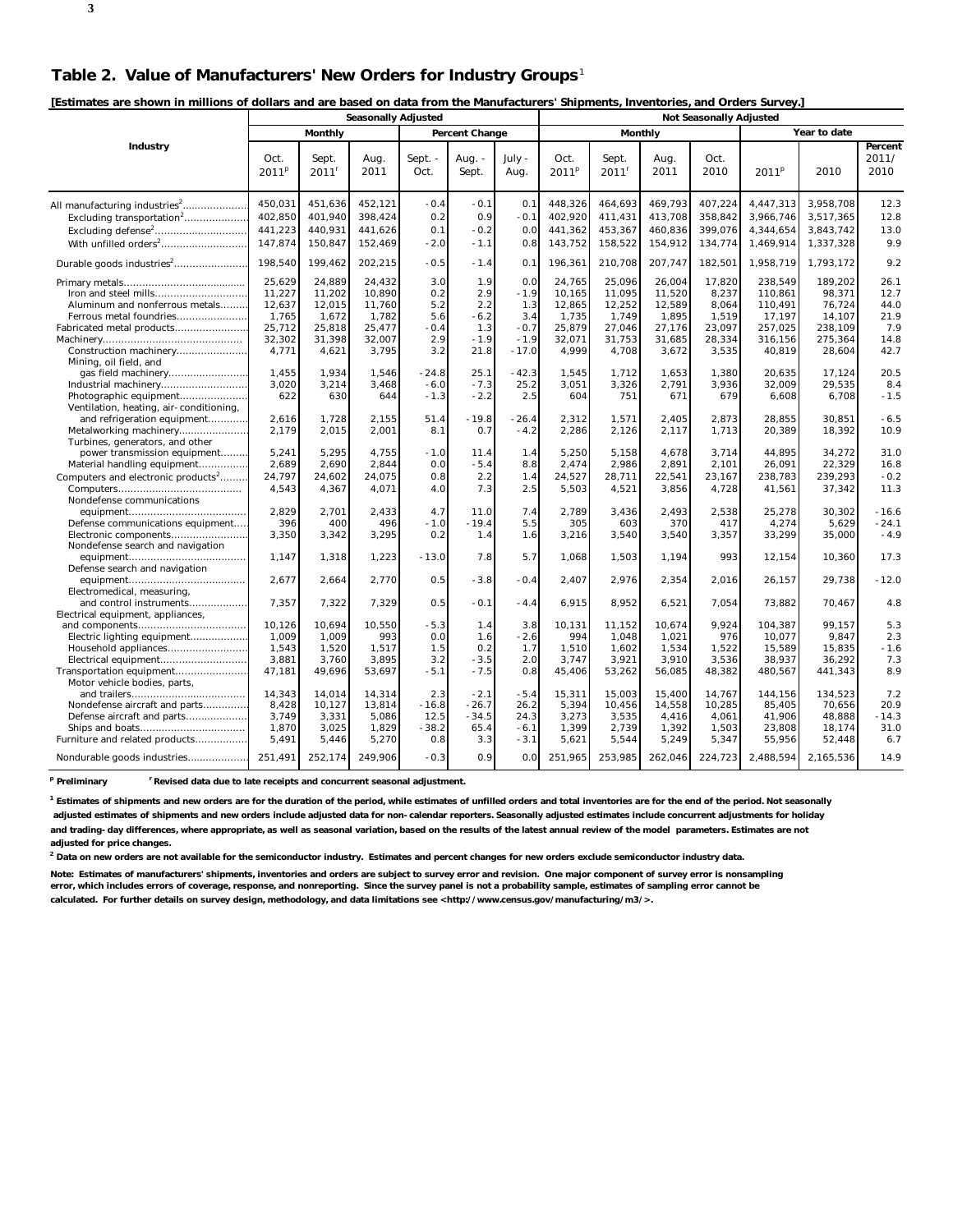## Table 2. Value of Manufacturers' New Orders for Industry Groups[1]

**[Estimates are shown in millions of dollars and are based on data from the Manufacturers' Shipments, Inventories, and Orders Survey.]**

| Industry | Seasonally Adjusted | | | | | | Not Seasonally Adjusted | | | | | | |
|---|---|---|---|---|---|---|---|---|---|---|---|---|---|
| | Monthly | | | Percent Change | | | Monthly | | | | Year to date | | |
| | Oct. 2011[p] | Sept. 2011[r] | Aug. 2011 | Sept. - Oct. | Aug. - Sept. | July - Aug. | Oct. 2011[p] | Sept. 2011[r] | Aug. 2011 | Oct. 2010 | 2011[p] | 2010 | Percent 2011/ 2010 |
| All manufacturing industries[2] | 450,031 | 451,636 | 452,121 | -0.4 | -0.1 | 0.1 | 448,326 | 464,693 | 469,793 | 407,224 | 4,447,313 | 3,958,708 | 12.3 |
| Excluding transportation[2] | 402,850 | 401,940 | 398,424 | 0.2 | 0.9 | -0.1 | 402,920 | 411,431 | 413,708 | 358,842 | 3,966,746 | 3,517,365 | 12.8 |
| Excluding defense[2] | 441,223 | 440,931 | 441,626 | 0.1 | -0.2 | 0.0 | 441,362 | 453,367 | 460,836 | 399,076 | 4,344,654 | 3,843,742 | 13.0 |
| With unfilled orders[2] | 147,874 | 150,847 | 152,469 | -2.0 | -1.1 | 0.8 | 143,752 | 158,522 | 154,912 | 134,774 | 1,469,914 | 1,337,328 | 9.9 |
| Durable goods industries[2] | 198,540 | 199,462 | 202,215 | -0.5 | -1.4 | 0.1 | 196,361 | 210,708 | 207,747 | 182,501 | 1,958,719 | 1,793,172 | 9.2 |
| Primary metals | 25,629 | 24,889 | 24,432 | 3.0 | 1.9 | 0.0 | 24,765 | 25,096 | 26,004 | 17,820 | 238,549 | 189,202 | 26.1 |
| Iron and steel mills | 11,227 | 11,202 | 10,890 | 0.2 | 2.9 | -1.9 | 10,165 | 11,095 | 11,520 | 8,237 | 110,861 | 98,371 | 12.7 |
| Aluminum and nonferrous metals | 12,637 | 12,015 | 11,760 | 5.2 | 2.2 | 1.3 | 12,865 | 12,252 | 12,589 | 8,064 | 110,491 | 76,724 | 44.0 |
| Ferrous metal foundries | 1,765 | 1,672 | 1,782 | 5.6 | -6.2 | 3.4 | 1,735 | 1,749 | 1,895 | 1,519 | 17,197 | 14,107 | 21.9 |
| Fabricated metal products | 25,712 | 25,818 | 25,477 | -0.4 | 1.3 | -0.7 | 25,879 | 27,046 | 27,176 | 23,097 | 257,025 | 238,109 | 7.9 |
| Machinery | 32,302 | 31,398 | 32,007 | 2.9 | -1.9 | -1.9 | 32,071 | 31,753 | 31,685 | 28,334 | 316,156 | 275,364 | 14.8 |
| Construction machinery | 4,771 | 4,621 | 3,795 | 3.2 | 21.8 | -17.0 | 4,999 | 4,708 | 3,672 | 3,535 | 40,819 | 28,604 | 42.7 |
| Mining, oil field, and gas field machinery | 1,455 | 1,934 | 1,546 | -24.8 | 25.1 | -42.3 | 1,545 | 1,712 | 1,653 | 1,380 | 20,635 | 17,124 | 20.5 |
| Industrial machinery | 3,020 | 3,214 | 3,468 | -6.0 | -7.3 | 25.2 | 3,051 | 3,326 | 2,791 | 3,936 | 32,009 | 29,535 | 8.4 |
| Photographic equipment | 622 | 630 | 644 | -1.3 | -2.2 | 2.5 | 604 | 751 | 671 | 679 | 6,608 | 6,708 | -1.5 |
| Ventilation, heating, air-conditioning, and refrigeration equipment | 2,616 | 1,728 | 2,155 | 51.4 | -19.8 | -26.4 | 2,312 | 1,571 | 2,405 | 2,873 | 28,855 | 30,851 | -6.5 |
| Metalworking machinery | 2,179 | 2,015 | 2,001 | 8.1 | 0.7 | -4.2 | 2,286 | 2,126 | 2,117 | 1,713 | 20,389 | 18,392 | 10.9 |
| Turbines, generators, and other power transmission equipment | 5,241 | 5,295 | 4,755 | -1.0 | 11.4 | 1.4 | 5,250 | 5,158 | 4,678 | 3,714 | 44,895 | 34,272 | 31.0 |
| Material handling equipment | 2,689 | 2,690 | 2,844 | 0.0 | -5.4 | 8.8 | 2,474 | 2,986 | 2,891 | 2,101 | 26,091 | 22,329 | 16.8 |
| Computers and electronic products[2] | 24,797 | 24,602 | 24,075 | 0.8 | 2.2 | 1.4 | 24,527 | 28,711 | 22,541 | 23,167 | 238,783 | 239,293 | -0.2 |
| Computers | 4,543 | 4,367 | 4,071 | 4.0 | 7.3 | 2.5 | 5,503 | 4,521 | 3,856 | 4,728 | 41,561 | 37,342 | 11.3 |
| Nondefense communications equipment | 2,829 | 2,701 | 2,433 | 4.7 | 11.0 | 7.4 | 2,789 | 3,436 | 2,493 | 2,538 | 25,278 | 30,302 | -16.6 |
| Defense communications equipment | 396 | 400 | 496 | -1.0 | -19.4 | 5.5 | 305 | 603 | 370 | 417 | 4,274 | 5,629 | -24.1 |
| Electronic components | 3,350 | 3,342 | 3,295 | 0.2 | 1.4 | 1.6 | 3,216 | 3,540 | 3,540 | 3,357 | 33,299 | 35,000 | -4.9 |
| Nondefense search and navigation equipment | 1,147 | 1,318 | 1,223 | -13.0 | 7.8 | 5.7 | 1,068 | 1,503 | 1,194 | 993 | 12,154 | 10,360 | 17.3 |
| Defense search and navigation equipment | 2,677 | 2,664 | 2,770 | 0.5 | -3.8 | -0.4 | 2,407 | 2,976 | 2,354 | 2,016 | 26,157 | 29,738 | -12.0 |
| Electromedical, measuring, and control instruments | 7,357 | 7,322 | 7,329 | 0.5 | -0.1 | -4.4 | 6,915 | 8,952 | 6,521 | 7,054 | 73,882 | 70,467 | 4.8 |
| Electrical equipment, appliances, and components | 10,126 | 10,694 | 10,550 | -5.3 | 1.4 | 3.8 | 10,131 | 11,152 | 10,674 | 9,924 | 104,387 | 99,157 | 5.3 |
| Electric lighting equipment | 1,009 | 1,009 | 993 | 0.0 | 1.6 | -2.6 | 994 | 1,048 | 1,021 | 976 | 10,077 | 9,847 | 2.3 |
| Household appliances | 1,543 | 1,520 | 1,517 | 1.5 | 0.2 | 1.7 | 1,510 | 1,602 | 1,534 | 1,522 | 15,589 | 15,835 | -1.6 |
| Electrical equipment | 3,881 | 3,760 | 3,895 | 3.2 | -3.5 | 2.0 | 3,747 | 3,921 | 3,910 | 3,536 | 38,937 | 36,292 | 7.3 |
| Transportation equipment | 47,181 | 49,696 | 53,697 | -5.1 | -7.5 | 0.8 | 45,406 | 53,262 | 56,085 | 48,382 | 480,567 | 441,343 | 8.9 |
| Motor vehicle bodies, parts, and trailers | 14,343 | 14,014 | 14,314 | 2.3 | -2.1 | -5.4 | 15,311 | 15,003 | 15,400 | 14,767 | 144,156 | 134,523 | 7.2 |
| Nondefense aircraft and parts | 8,428 | 10,127 | 13,814 | -16.8 | -26.7 | 26.2 | 5,394 | 10,456 | 14,558 | 10,285 | 85,405 | 70,656 | 20.9 |
| Defense aircraft and parts | 3,749 | 3,331 | 5,086 | 12.5 | -34.5 | 24.3 | 3,273 | 3,535 | 4,416 | 4,061 | 41,906 | 48,888 | -14.3 |
| Ships and boats | 1,870 | 3,025 | 1,829 | -38.2 | 65.4 | -6.1 | 1,399 | 2,739 | 1,392 | 1,503 | 23,808 | 18,174 | 31.0 |
| Furniture and related products | 5,491 | 5,446 | 5,270 | 0.8 | 3.3 | -3.1 | 5,621 | 5,544 | 5,249 | 5,347 | 55,956 | 52,448 | 6.7 |
| Nondurable goods industries | 251,491 | 252,174 | 249,906 | -0.3 | 0.9 | 0.0 | 251,965 | 253,985 | 262,046 | 224,723 | 2,488,594 | 2,165,536 | 14.9 |

**[p] Preliminary** **[r] Revised data due to late receipts and concurrent seasonal adjustment.**

**[1] Estimates of shipments and new orders are for the duration of the period, while estimates of unfilled orders and total inventories are for the end of the period. Not seasonally adjusted estimates of shipments and new orders include adjusted data for non-calendar reporters. Seasonally adjusted estimates include concurrent adjustments for holiday and trading-day differences, where appropriate, as well as seasonal variation, based on the results of the latest annual review of the model parameters. Estimates are not adjusted for price changes.**

**[2] Data on new orders are not available for the semiconductor industry. Estimates and percent changes for new orders exclude semiconductor industry data.**

**Note: Estimates of manufacturers' shipments, inventories and orders are subject to survey error and revision. One major component of survey error is nonsampling error, which includes errors of coverage, response, and nonreporting. Since the survey panel is not a probability sample, estimates of sampling error cannot be calculated. For further details on survey design, methodology, and data limitations see <http://www.census.gov/manufacturing/m3/>.**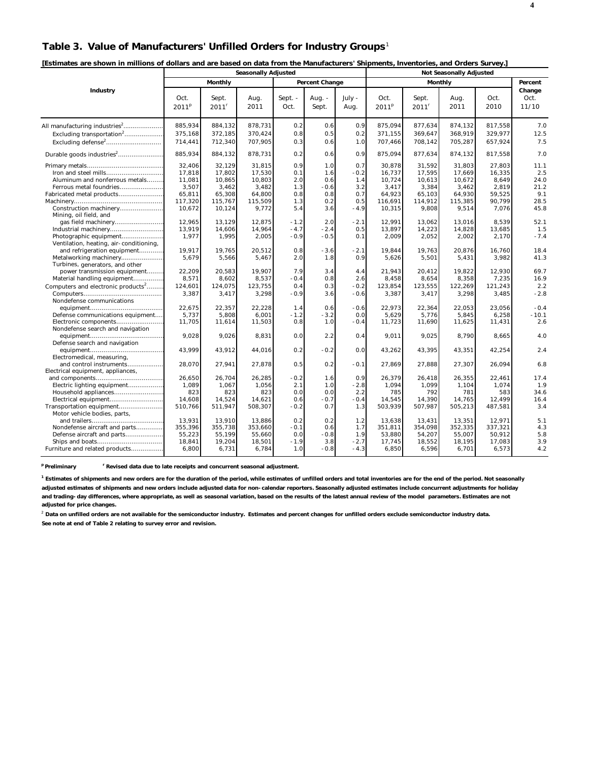## Table 3. Value of Manufacturers' Unfilled Orders for Industry Groups[1]

**[Estimates are shown in millions of dollars and are based on data from the Manufacturers' Shipments, Inventories, and Orders Survey.]**

| Industry | Seasonally Adjusted | | | | | | Not Seasonally Adjusted | | | | |
|---|---|---|---|---|---|---|---|---|---|---|---|
| | Monthly | | | Percent Change | | | Monthly | | | | Percent Change |
| | Oct. 2011[p] | Sept. 2011[r] | Aug. 2011 | Sept. - Oct. | Aug. - Sept. | July - Aug. | Oct. 2011[p] | Sept. 2011[r] | Aug. 2011 | Oct. 2010 | Oct. 11/10 |
| All manufacturing industries[2] | 885,934 | 884,132 | 878,731 | 0.2 | 0.6 | 0.9 | 875,094 | 877,634 | 874,132 | 817,558 | 7.0 |
| Excluding transportation[2] | 375,168 | 372,185 | 370,424 | 0.8 | 0.5 | 0.2 | 371,155 | 369,647 | 368,919 | 329,977 | 12.5 |
| Excluding defense[2] | 714,441 | 712,340 | 707,905 | 0.3 | 0.6 | 1.0 | 707,466 | 708,142 | 705,287 | 657,924 | 7.5 |
| Durable goods industries[2] | 885,934 | 884,132 | 878,731 | 0.2 | 0.6 | 0.9 | 875,094 | 877,634 | 874,132 | 817,558 | 7.0 |
| Primary metals | 32,406 | 32,129 | 31,815 | 0.9 | 1.0 | 0.7 | 30,878 | 31,592 | 31,803 | 27,803 | 11.1 |
| Iron and steel mills | 17,818 | 17,802 | 17,530 | 0.1 | 1.6 | -0.2 | 16,737 | 17,595 | 17,669 | 16,335 | 2.5 |
| Aluminum and nonferrous metals | 11,081 | 10,865 | 10,803 | 2.0 | 0.6 | 1.4 | 10,724 | 10,613 | 10,672 | 8,649 | 24.0 |
| Ferrous metal foundries | 3,507 | 3,462 | 3,482 | 1.3 | -0.6 | 3.2 | 3,417 | 3,384 | 3,462 | 2,819 | 21.2 |
| Fabricated metal products | 65,811 | 65,308 | 64,800 | 0.8 | 0.8 | 0.7 | 64,923 | 65,103 | 64,930 | 59,525 | 9.1 |
| Machinery | 117,320 | 115,767 | 115,509 | 1.3 | 0.2 | 0.5 | 116,691 | 114,912 | 115,385 | 90,799 | 28.5 |
| Construction machinery | 10,672 | 10,124 | 9,772 | 5.4 | 3.6 | -4.9 | 10,315 | 9,808 | 9,514 | 7,076 | 45.8 |
| Mining, oil field, and gas field machinery | 12,965 | 13,129 | 12,875 | -1.2 | 2.0 | -2.1 | 12,991 | 13,062 | 13,016 | 8,539 | 52.1 |
| Industrial machinery | 13,919 | 14,606 | 14,964 | -4.7 | -2.4 | 0.5 | 13,897 | 14,223 | 14,828 | 13,685 | 1.5 |
| Photographic equipment | 1,977 | 1,995 | 2,005 | -0.9 | -0.5 | 0.1 | 2,009 | 2,052 | 2,002 | 2,170 | -7.4 |
| Ventilation, heating, air-conditioning, and refrigeration equipment | 19,917 | 19,765 | 20,512 | 0.8 | -3.6 | -2.1 | 19,844 | 19,763 | 20,876 | 16,760 | 18.4 |
| Metalworking machinery | 5,679 | 5,566 | 5,467 | 2.0 | 1.8 | 0.9 | 5,626 | 5,501 | 5,431 | 3,982 | 41.3 |
| Turbines, generators, and other power transmission equipment | 22,209 | 20,583 | 19,907 | 7.9 | 3.4 | 4.4 | 21,943 | 20,412 | 19,822 | 12,930 | 69.7 |
| Material handling equipment | 8,571 | 8,602 | 8,537 | -0.4 | 0.8 | 2.6 | 8,458 | 8,654 | 8,358 | 7,235 | 16.9 |
| Computers and electronic products[2] | 124,601 | 124,075 | 123,755 | 0.4 | 0.3 | -0.2 | 123,854 | 123,555 | 122,269 | 121,243 | 2.2 |
| Computers | 3,387 | 3,417 | 3,298 | -0.9 | 3.6 | -0.6 | 3,387 | 3,417 | 3,298 | 3,485 | -2.8 |
| Nondefense communications equipment | 22,675 | 22,357 | 22,228 | 1.4 | 0.6 | -0.6 | 22,973 | 22,364 | 22,053 | 23,056 | -0.4 |
| Defense communications equipment | 5,737 | 5,808 | 6,001 | -1.2 | -3.2 | 0.0 | 5,629 | 5,776 | 5,845 | 6,258 | -10.1 |
| Electronic components | 11,705 | 11,614 | 11,503 | 0.8 | 1.0 | -0.4 | 11,723 | 11,690 | 11,625 | 11,431 | 2.6 |
| Nondefense search and navigation equipment | 9,028 | 9,026 | 8,831 | 0.0 | 2.2 | 0.4 | 9,011 | 9,025 | 8,790 | 8,665 | 4.0 |
| Defense search and navigation equipment | 43,999 | 43,912 | 44,016 | 0.2 | -0.2 | 0.0 | 43,262 | 43,395 | 43,351 | 42,254 | 2.4 |
| Electromedical, measuring, and control instruments | 28,070 | 27,941 | 27,878 | 0.5 | 0.2 | -0.1 | 27,869 | 27,888 | 27,307 | 26,094 | 6.8 |
| Electrical equipment, appliances, and components | 26,650 | 26,704 | 26,285 | -0.2 | 1.6 | 0.9 | 26,379 | 26,418 | 26,355 | 22,461 | 17.4 |
| Electric lighting equipment | 1,089 | 1,067 | 1,056 | 2.1 | 1.0 | -2.8 | 1,094 | 1,099 | 1,104 | 1,074 | 1.9 |
| Household appliances | 823 | 823 | 823 | 0.0 | 0.0 | 2.2 | 785 | 792 | 781 | 583 | 34.6 |
| Electrical equipment | 14,608 | 14,524 | 14,621 | 0.6 | -0.7 | -0.4 | 14,545 | 14,390 | 14,765 | 12,499 | 16.4 |
| Transportation equipment | 510,766 | 511,947 | 508,307 | -0.2 | 0.7 | 1.3 | 503,939 | 507,987 | 505,213 | 487,581 | 3.4 |
| Motor vehicle bodies, parts, and trailers | 13,931 | 13,910 | 13,886 | 0.2 | 0.2 | 1.2 | 13,638 | 13,431 | 13,351 | 12,971 | 5.1 |
| Nondefense aircraft and parts | 355,396 | 355,738 | 353,660 | -0.1 | 0.6 | 1.7 | 351,811 | 354,098 | 352,335 | 337,321 | 4.3 |
| Defense aircraft and parts | 55,223 | 55,199 | 55,660 | 0.0 | -0.8 | 1.9 | 53,880 | 54,207 | 55,007 | 50,912 | 5.8 |
| Ships and boats | 18,841 | 19,204 | 18,501 | -1.9 | 3.8 | -2.7 | 17,745 | 18,552 | 18,195 | 17,083 | 3.9 |
| Furniture and related products | 6,800 | 6,731 | 6,784 | 1.0 | -0.8 | -4.3 | 6,850 | 6,596 | 6,701 | 6,573 | 4.2 |

**[p] Preliminary** **[r] Revised data due to late receipts and concurrent seasonal adjustment.**

**[1] Estimates of shipments and new orders are for the duration of the period, while estimates of unfilled orders and total inventories are for the end of the period. Not seasonally adjusted estimates of shipments and new orders include adjusted data for non-calendar reporters. Seasonally adjusted estimates include concurrent adjustments for holiday and trading-day differences, where appropriate, as well as seasonal variation, based on the results of the latest annual review of the model parameters. Estimates are not adjusted for price changes.**

**[2] Data on unfilled orders are not available for the semiconductor industry. Estimates and percent changes for unfilled orders exclude semiconductor industry data.**

**See note at end of Table 2 relating to survey error and revision.**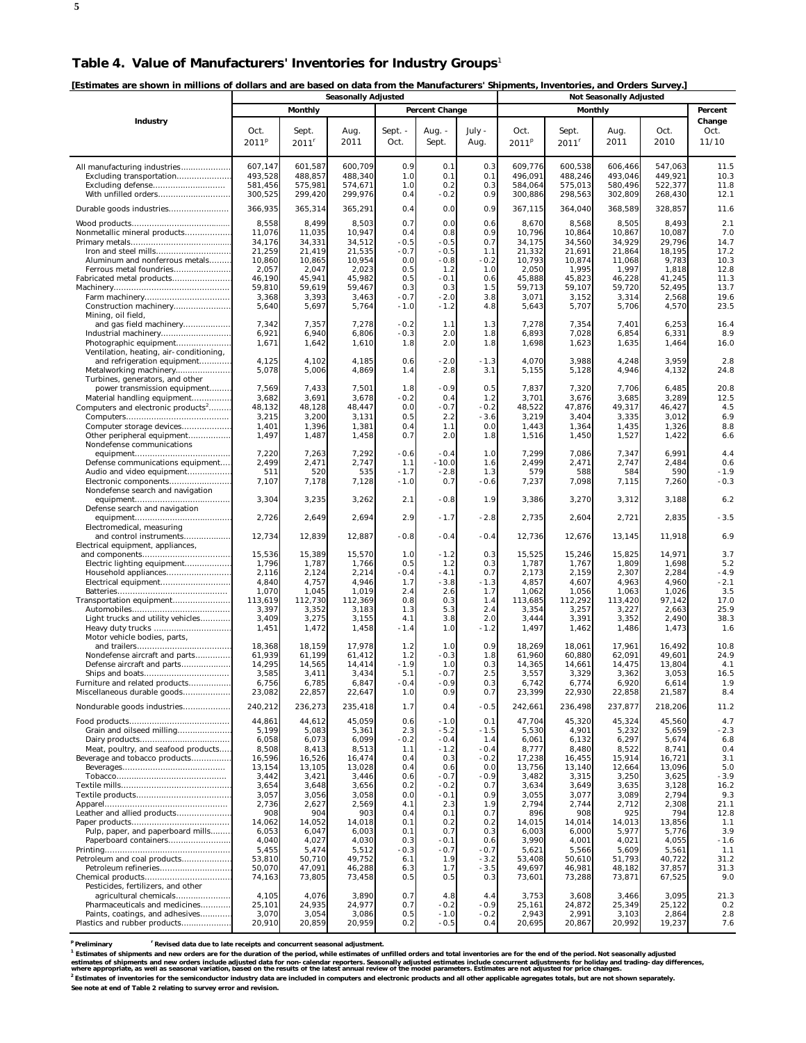## Table 4. Value of Manufacturers' Inventories for Industry Groups[1]

**[Estimates are shown in millions of dollars and are based on data from the Manufacturers' Shipments, Inventories, and Orders Survey.]**

| Industry | Seasonally Adjusted | | | | | | Not Seasonally Adjusted | | | | |
|---|---|---|---|---|---|---|---|---|---|---|---|
| | Monthly | | | Percent Change | | | Monthly | | | | Percent Change |
| | Oct. 2011[p] | Sept. 2011[r] | Aug. 2011 | Sept. - Oct. | Aug. - Sept. | July - Aug. | Oct. 2011[p] | Sept. 2011[r] | Aug. 2011 | Oct. 2010 | Oct. 11/10 |
| All manufacturing industries | 607,147 | 601,587 | 600,709 | 0.9 | 0.1 | 0.3 | 609,776 | 600,538 | 606,466 | 547,063 | 11.5 |
| Excluding transportation | 493,528 | 488,857 | 488,340 | 1.0 | 0.1 | 0.1 | 496,091 | 488,246 | 493,046 | 449,921 | 10.3 |
| Excluding defense | 581,456 | 575,981 | 574,671 | 1.0 | 0.2 | 0.3 | 584,064 | 575,013 | 580,496 | 522,377 | 11.8 |
| With unfilled orders | 300,525 | 299,420 | 299,976 | 0.4 | -0.2 | 0.9 | 300,886 | 298,563 | 302,809 | 268,430 | 12.1 |
| Durable goods industries | 366,935 | 365,314 | 365,291 | 0.4 | 0.0 | 0.9 | 367,115 | 364,040 | 368,589 | 328,857 | 11.6 |
| Wood products | 8,558 | 8,499 | 8,503 | 0.7 | 0.0 | 0.6 | 8,670 | 8,568 | 8,505 | 8,493 | 2.1 |
| Nonmetallic mineral products | 11,076 | 11,035 | 10,947 | 0.4 | 0.8 | 0.9 | 10,796 | 10,864 | 10,867 | 10,087 | 7.0 |
| Primary metals | 34,176 | 34,331 | 34,512 | -0.5 | -0.5 | 0.7 | 34,175 | 34,560 | 34,929 | 29,796 | 14.7 |
| Iron and steel mills | 21,259 | 21,419 | 21,535 | -0.7 | -0.5 | 1.1 | 21,332 | 21,691 | 21,864 | 18,195 | 17.2 |
| Aluminum and nonferrous metals | 10,860 | 10,865 | 10,954 | 0.0 | -0.8 | -0.2 | 10,793 | 10,874 | 11,068 | 9,783 | 10.3 |
| Ferrous metal foundries | 2,057 | 2,047 | 2,023 | 0.5 | 1.2 | 1.0 | 2,050 | 1,995 | 1,997 | 1,818 | 12.8 |
| Fabricated metal products | 46,190 | 45,941 | 45,982 | 0.5 | -0.1 | 0.6 | 45,888 | 45,823 | 46,228 | 41,245 | 11.3 |
| Machinery | 59,810 | 59,619 | 59,467 | 0.3 | 0.3 | 1.5 | 59,713 | 59,107 | 59,720 | 52,495 | 13.7 |
| Farm machinery | 3,368 | 3,393 | 3,463 | -0.7 | -2.0 | 3.8 | 3,071 | 3,152 | 3,314 | 2,568 | 19.6 |
| Construction machinery | 5,640 | 5,697 | 5,764 | -1.0 | -1.2 | 4.8 | 5,643 | 5,707 | 5,706 | 4,570 | 23.5 |
| Mining, oil field, and gas field machinery | 7,342 | 7,357 | 7,278 | -0.2 | 1.1 | 1.3 | 7,278 | 7,354 | 7,401 | 6,253 | 16.4 |
| Industrial machinery | 6,921 | 6,940 | 6,806 | -0.3 | 2.0 | 1.8 | 6,893 | 7,028 | 6,854 | 6,331 | 8.9 |
| Photographic equipment | 1,671 | 1,642 | 1,610 | 1.8 | 2.0 | 1.8 | 1,698 | 1,623 | 1,635 | 1,464 | 16.0 |
| Ventilation, heating, air-conditioning, and refrigeration equipment | 4,125 | 4,102 | 4,185 | 0.6 | -2.0 | -1.3 | 4,070 | 3,988 | 4,248 | 3,959 | 2.8 |
| Metalworking machinery | 5,078 | 5,006 | 4,869 | 1.4 | 2.8 | 3.1 | 5,155 | 5,128 | 4,946 | 4,132 | 24.8 |
| Turbines, generators, and other power transmission equipment | 7,569 | 7,433 | 7,501 | 1.8 | -0.9 | 0.5 | 7,837 | 7,320 | 7,706 | 6,485 | 20.8 |
| Material handling equipment | 3,682 | 3,691 | 3,678 | -0.2 | 0.4 | 1.2 | 3,701 | 3,676 | 3,685 | 3,289 | 12.5 |
| Computers and electronic products[2] | 48,132 | 48,128 | 48,447 | 0.0 | -0.7 | -0.2 | 48,522 | 47,876 | 49,317 | 46,427 | 4.5 |
| Computers | 3,215 | 3,200 | 3,131 | 0.5 | 2.2 | -3.6 | 3,219 | 3,404 | 3,335 | 3,012 | 6.9 |
| Computer storage devices | 1,401 | 1,396 | 1,381 | 0.4 | 1.1 | 0.0 | 1,443 | 1,364 | 1,435 | 1,326 | 8.8 |
| Other peripheral equipment | 1,497 | 1,487 | 1,458 | 0.7 | 2.0 | 1.8 | 1,516 | 1,450 | 1,527 | 1,422 | 6.6 |
| Nondefense communications equipment | 7,220 | 7,263 | 7,292 | -0.6 | -0.4 | 1.0 | 7,299 | 7,086 | 7,347 | 6,991 | 4.4 |
| Defense communications equipment | 2,499 | 2,471 | 2,747 | 1.1 | -10.0 | 1.6 | 2,499 | 2,471 | 2,747 | 2,484 | 0.6 |
| Audio and video equipment | 511 | 520 | 535 | -1.7 | -2.8 | 1.3 | 579 | 588 | 584 | 590 | -1.9 |
| Electronic components | 7,107 | 7,178 | 7,128 | -1.0 | 0.7 | -0.6 | 7,237 | 7,098 | 7,115 | 7,260 | -0.3 |
| Nondefense search and navigation equipment | 3,304 | 3,235 | 3,262 | 2.1 | -0.8 | 1.9 | 3,386 | 3,270 | 3,312 | 3,188 | 6.2 |
| Defense search and navigation equipment | 2,726 | 2,649 | 2,694 | 2.9 | -1.7 | -2.8 | 2,735 | 2,604 | 2,721 | 2,835 | -3.5 |
| Electromedical, measuring and control instruments | 12,734 | 12,839 | 12,887 | -0.8 | -0.4 | -0.4 | 12,736 | 12,676 | 13,145 | 11,918 | 6.9 |
| Electrical equipment, appliances, and components | 15,536 | 15,389 | 15,570 | 1.0 | -1.2 | 0.3 | 15,525 | 15,246 | 15,825 | 14,971 | 3.7 |
| Electric lighting equipment | 1,796 | 1,787 | 1,766 | 0.5 | 1.2 | 0.3 | 1,787 | 1,767 | 1,809 | 1,698 | 5.2 |
| Household appliances | 2,116 | 2,124 | 2,214 | -0.4 | -4.1 | 0.7 | 2,173 | 2,159 | 2,307 | 2,284 | -4.9 |
| Electrical equipment | 4,840 | 4,757 | 4,946 | 1.7 | -3.8 | -1.3 | 4,857 | 4,607 | 4,963 | 4,960 | -2.1 |
| Batteries | 1,070 | 1,045 | 1,019 | 2.4 | 2.6 | 1.7 | 1,062 | 1,056 | 1,063 | 1,026 | 3.5 |
| Transportation equipment | 113,619 | 112,730 | 112,369 | 0.8 | 0.3 | 1.4 | 113,685 | 112,292 | 113,420 | 97,142 | 17.0 |
| Automobiles | 3,397 | 3,352 | 3,183 | 1.3 | 5.3 | 2.4 | 3,354 | 3,257 | 3,227 | 2,663 | 25.9 |
| Light trucks and utility vehicles | 3,409 | 3,275 | 3,155 | 4.1 | 3.8 | 2.0 | 3,444 | 3,391 | 3,352 | 2,490 | 38.3 |
| Heavy duty trucks | 1,451 | 1,472 | 1,458 | -1.4 | 1.0 | -1.2 | 1,497 | 1,462 | 1,486 | 1,473 | 1.6 |
| Motor vehicle bodies, parts, and trailers | 18,368 | 18,159 | 17,978 | 1.2 | 1.0 | 0.9 | 18,269 | 18,061 | 17,961 | 16,492 | 10.8 |
| Nondefense aircraft and parts | 61,939 | 61,199 | 61,412 | 1.2 | -0.3 | 1.8 | 61,960 | 60,880 | 62,091 | 49,601 | 24.9 |
| Defense aircraft and parts | 14,295 | 14,565 | 14,414 | -1.9 | 1.0 | 0.3 | 14,365 | 14,661 | 14,475 | 13,804 | 4.1 |
| Ships and boats | 3,585 | 3,411 | 3,434 | 5.1 | -0.7 | 2.5 | 3,557 | 3,329 | 3,362 | 3,053 | 16.5 |
| Furniture and related products | 6,756 | 6,785 | 6,847 | -0.4 | -0.9 | 0.3 | 6,742 | 6,774 | 6,920 | 6,614 | 1.9 |
| Miscellaneous durable goods | 23,082 | 22,857 | 22,647 | 1.0 | 0.9 | 0.7 | 23,399 | 22,930 | 22,858 | 21,587 | 8.4 |
| Nondurable goods industries | 240,212 | 236,273 | 235,418 | 1.7 | 0.4 | -0.5 | 242,661 | 236,498 | 237,877 | 218,206 | 11.2 |
| Food products | 44,861 | 44,612 | 45,059 | 0.6 | -1.0 | 0.1 | 47,704 | 45,320 | 45,324 | 45,560 | 4.7 |
| Grain and oilseed milling | 5,199 | 5,083 | 5,361 | 2.3 | -5.2 | -1.5 | 5,530 | 4,901 | 5,232 | 5,659 | -2.3 |
| Dairy products | 6,058 | 6,073 | 6,099 | -0.2 | -0.4 | 1.4 | 6,061 | 6,132 | 6,297 | 5,674 | 6.8 |
| Meat, poultry, and seafood products | 8,508 | 8,413 | 8,513 | 1.1 | -1.2 | -0.4 | 8,777 | 8,480 | 8,522 | 8,741 | 0.4 |
| Beverage and tobacco products | 16,596 | 16,526 | 16,474 | 0.4 | 0.3 | -0.2 | 17,238 | 16,455 | 15,914 | 16,721 | 3.1 |
| Beverages | 13,154 | 13,105 | 13,028 | 0.4 | 0.6 | 0.0 | 13,756 | 13,140 | 12,664 | 13,096 | 5.0 |
| Tobacco | 3,442 | 3,421 | 3,446 | 0.6 | -0.7 | -0.9 | 3,482 | 3,315 | 3,250 | 3,625 | -3.9 |
| Textile mills | 3,654 | 3,648 | 3,656 | 0.2 | -0.2 | 0.7 | 3,634 | 3,649 | 3,635 | 3,128 | 16.2 |
| Textile products | 3,057 | 3,056 | 3,058 | 0.0 | -0.1 | 0.9 | 3,055 | 3,077 | 3,089 | 2,794 | 9.3 |
| Apparel | 2,736 | 2,627 | 2,569 | 4.1 | 2.3 | 1.9 | 2,794 | 2,744 | 2,712 | 2,308 | 21.1 |
| Leather and allied products | 908 | 904 | 903 | 0.4 | 0.1 | 0.7 | 896 | 908 | 925 | 794 | 12.8 |
| Paper products | 14,062 | 14,052 | 14,018 | 0.1 | 0.2 | 0.2 | 14,015 | 14,014 | 14,013 | 13,856 | 1.1 |
| Pulp, paper, and paperboard mills | 6,053 | 6,047 | 6,003 | 0.1 | 0.7 | 0.3 | 6,003 | 6,000 | 5,977 | 5,776 | 3.9 |
| Paperboard containers | 4,040 | 4,027 | 4,030 | 0.3 | -0.1 | 0.6 | 3,990 | 4,001 | 4,021 | 4,055 | -1.6 |
| Printing | 5,455 | 5,474 | 5,512 | -0.3 | -0.7 | -0.7 | 5,621 | 5,566 | 5,609 | 5,561 | 1.1 |
| Petroleum and coal products | 53,810 | 50,710 | 49,752 | 6.1 | 1.9 | -3.2 | 53,408 | 50,610 | 51,793 | 40,722 | 31.2 |
| Petroleum refineries | 50,070 | 47,091 | 46,288 | 6.3 | 1.7 | -3.5 | 49,697 | 46,981 | 48,182 | 37,857 | 31.3 |
| Chemical products | 74,163 | 73,805 | 73,458 | 0.5 | 0.5 | 0.3 | 73,601 | 73,288 | 73,871 | 67,525 | 9.0 |
| Pesticides, fertilizers, and other agricultural chemicals | 4,105 | 4,076 | 3,890 | 0.7 | 4.8 | 4.4 | 3,753 | 3,608 | 3,466 | 3,095 | 21.3 |
| Pharmaceuticals and medicines | 25,101 | 24,935 | 24,977 | 0.7 | -0.2 | -0.9 | 25,161 | 24,872 | 25,349 | 25,122 | 0.2 |
| Paints, coatings, and adhesives | 3,070 | 3,054 | 3,086 | 0.5 | -1.0 | -0.2 | 2,943 | 2,991 | 3,103 | 2,864 | 2.8 |
| Plastics and rubber products | 20,910 | 20,859 | 20,959 | 0.2 | -0.5 | 0.4 | 20,695 | 20,867 | 20,992 | 19,237 | 7.6 |

**[p] Preliminary** **[r] Revised data due to late receipts and concurrent seasonal adjustment.**

**[1] Estimates of shipments and new orders are for the duration of the period, while estimates of unfilled orders and total inventories are for the end of the period. Not seasonally adjusted estimates of shipments and new orders include adjusted data for non-calendar reporters. Seasonally adjusted estimates include concurrent adjustments for holiday and trading-day differences, where appropriate, as well as seasonal variation, based on the results of the latest annual review of the model parameters. Estimates are not adjusted for price changes.**

**[2] Estimates of inventories for the semiconductor industry data are included in computers and electronic products and all other applicable agregates totals, but are not shown separately.**

**See note at end of Table 2 relating to survey error and revision.**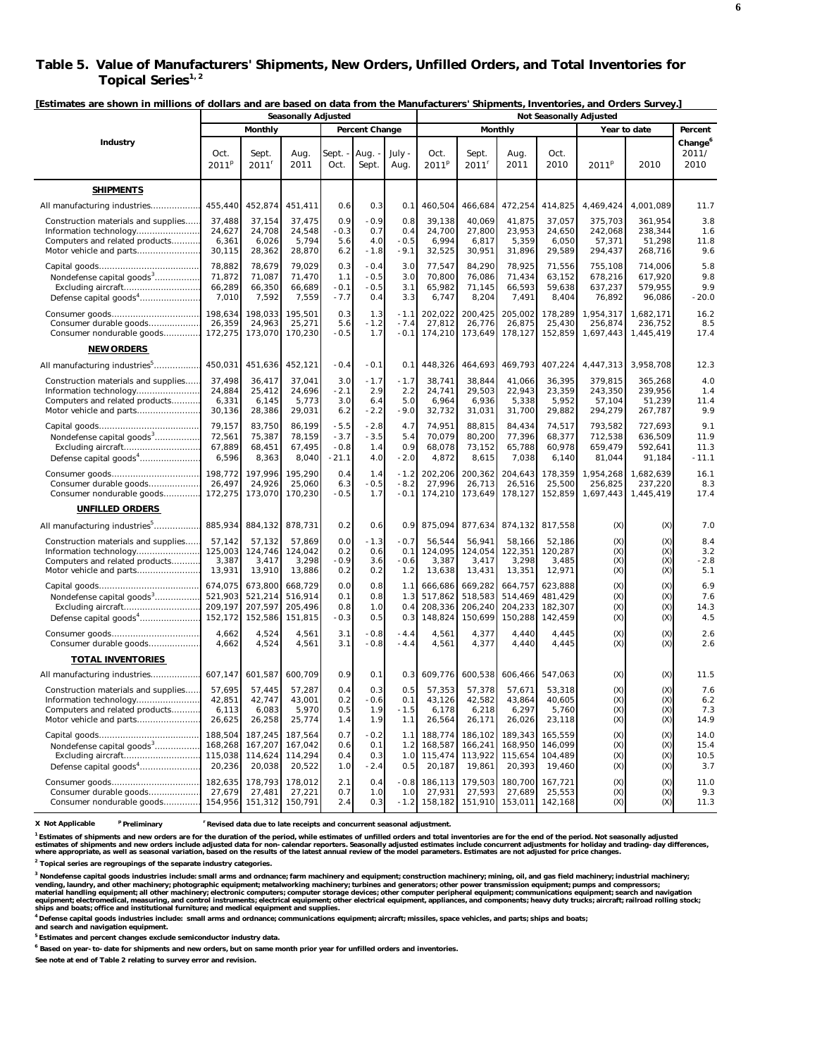## Table 5. Value of Manufacturers' Shipments, New Orders, Unfilled Orders, and Total Inventories for Topical Series[1, 2]

[Estimates are shown in millions of dollars and are based on data from the Manufacturers' Shipments, Inventories, and Orders Survey.]

| Industry | Seasonally Adjusted | | | | | | Not Seasonally Adjusted | | | | | | |
|---|---|---|---|---|---|---|---|---|---|---|---|---|---|
| | Monthly | | | Percent Change | | | Monthly | | | | Year to date | | Percent Change[6] |
| | Oct. 2011[p] | Sept. 2011[r] | Aug. 2011 | Sept. - Oct. | Aug. - Sept. | July - Aug. | Oct. 2011[p] | Sept. 2011[r] | Aug. 2011 | Oct. 2010 | 2011[p] | 2010 | 2011/ 2010 |
| **SHIPMENTS** | | | | | | | | | | | | | |
| All manufacturing industries | 455,440 | 452,874 | 451,411 | 0.6 | 0.3 | 0.1 | 460,504 | 466,684 | 472,254 | 414,825 | 4,469,424 | 4,001,089 | 11.7 |
| Construction materials and supplies | 37,488 | 37,154 | 37,475 | 0.9 | -0.9 | 0.8 | 39,138 | 40,069 | 41,875 | 37,057 | 375,703 | 361,954 | 3.8 |
| Information technology | 24,627 | 24,708 | 24,548 | -0.3 | 0.7 | 0.4 | 24,700 | 27,800 | 23,953 | 24,650 | 242,068 | 238,344 | 1.6 |
| Computers and related products | 6,361 | 6,026 | 5,794 | 5.6 | 4.0 | -0.5 | 6,994 | 6,817 | 5,359 | 6,050 | 57,371 | 51,298 | 11.8 |
| Motor vehicle and parts | 30,115 | 28,362 | 28,870 | 6.2 | -1.8 | -9.1 | 32,525 | 30,951 | 31,896 | 29,589 | 294,437 | 268,716 | 9.6 |
| Capital goods | 78,882 | 78,679 | 79,029 | 0.3 | -0.4 | 3.0 | 77,547 | 84,290 | 78,925 | 71,556 | 755,108 | 714,006 | 5.8 |
| Nondefense capital goods[3] | 71,872 | 71,087 | 71,470 | 1.1 | -0.5 | 3.0 | 70,800 | 76,086 | 71,434 | 63,152 | 678,216 | 617,920 | 9.8 |
| Excluding aircraft | 66,289 | 66,350 | 66,689 | -0.1 | -0.5 | 3.1 | 65,982 | 71,145 | 66,593 | 59,638 | 637,237 | 579,955 | 9.9 |
| Defense capital goods[4] | 7,010 | 7,592 | 7,559 | -7.7 | 0.4 | 3.3 | 6,747 | 8,204 | 7,491 | 8,404 | 76,892 | 96,086 | -20.0 |
| Consumer goods | 198,634 | 198,033 | 195,501 | 0.3 | 1.3 | -1.1 | 202,022 | 200,425 | 205,002 | 178,289 | 1,954,317 | 1,682,171 | 16.2 |
| Consumer durable goods | 26,359 | 24,963 | 25,271 | 5.6 | -1.2 | -7.4 | 27,812 | 26,776 | 26,875 | 25,430 | 256,874 | 236,752 | 8.5 |
| Consumer nondurable goods | 172,275 | 173,070 | 170,230 | -0.5 | 1.7 | -0.1 | 174,210 | 173,649 | 178,127 | 152,859 | 1,697,443 | 1,445,419 | 17.4 |
| **NEW ORDERS** | | | | | | | | | | | | | |
| All manufacturing industries[5] | 450,031 | 451,636 | 452,121 | -0.4 | -0.1 | 0.1 | 448,326 | 464,693 | 469,793 | 407,224 | 4,447,313 | 3,958,708 | 12.3 |
| Construction materials and supplies | 37,498 | 36,417 | 37,041 | 3.0 | -1.7 | -1.7 | 38,741 | 38,844 | 41,066 | 36,395 | 379,815 | 365,268 | 4.0 |
| Information technology | 24,884 | 25,412 | 24,696 | -2.1 | 2.9 | 2.2 | 24,741 | 29,503 | 22,943 | 23,359 | 243,350 | 239,956 | 1.4 |
| Computers and related products | 6,331 | 6,145 | 5,773 | 3.0 | 6.4 | 5.0 | 6,964 | 6,936 | 5,338 | 5,952 | 57,104 | 51,239 | 11.4 |
| Motor vehicle and parts | 30,136 | 28,386 | 29,031 | 6.2 | -2.2 | -9.0 | 32,732 | 31,031 | 31,700 | 29,882 | 294,279 | 267,787 | 9.9 |
| Capital goods | 79,157 | 83,750 | 86,199 | -5.5 | -2.8 | 4.7 | 74,951 | 88,815 | 84,434 | 74,517 | 793,582 | 727,693 | 9.1 |
| Nondefense capital goods[3] | 72,561 | 75,387 | 78,159 | -3.7 | -3.5 | 5.4 | 70,079 | 80,200 | 77,396 | 68,377 | 712,538 | 636,509 | 11.9 |
| Excluding aircraft | 67,889 | 68,451 | 67,495 | -0.8 | 1.4 | 0.9 | 68,078 | 73,152 | 65,788 | 60,978 | 659,479 | 592,641 | 11.3 |
| Defense capital goods[4] | 6,596 | 8,363 | 8,040 | -21.1 | 4.0 | -2.0 | 4,872 | 8,615 | 7,038 | 6,140 | 81,044 | 91,184 | -11.1 |
| Consumer goods | 198,772 | 197,996 | 195,290 | 0.4 | 1.4 | -1.2 | 202,206 | 200,362 | 204,643 | 178,359 | 1,954,268 | 1,682,639 | 16.1 |
| Consumer durable goods | 26,497 | 24,926 | 25,060 | 6.3 | -0.5 | -8.2 | 27,996 | 26,713 | 26,516 | 25,500 | 256,825 | 237,220 | 8.3 |
| Consumer nondurable goods | 172,275 | 173,070 | 170,230 | -0.5 | 1.7 | -0.1 | 174,210 | 173,649 | 178,127 | 152,859 | 1,697,443 | 1,445,419 | 17.4 |
| **UNFILLED ORDERS** | | | | | | | | | | | | | |
| All manufacturing industries[5] | 885,934 | 884,132 | 878,731 | 0.2 | 0.6 | 0.9 | 875,094 | 877,634 | 874,132 | 817,558 | (X) | (X) | 7.0 |
| Construction materials and supplies | 57,142 | 57,132 | 57,869 | 0.0 | -1.3 | -0.7 | 56,544 | 56,941 | 58,166 | 52,186 | (X) | (X) | 8.4 |
| Information technology | 125,003 | 124,746 | 124,042 | 0.2 | 0.6 | 0.1 | 124,095 | 124,054 | 122,351 | 120,287 | (X) | (X) | 3.2 |
| Computers and related products | 3,387 | 3,417 | 3,298 | -0.9 | 3.6 | -0.6 | 3,387 | 3,417 | 3,298 | 3,485 | (X) | (X) | -2.8 |
| Motor vehicle and parts | 13,931 | 13,910 | 13,886 | 0.2 | 0.2 | 1.2 | 13,638 | 13,431 | 13,351 | 12,971 | (X) | (X) | 5.1 |
| Capital goods | 674,075 | 673,800 | 668,729 | 0.0 | 0.8 | 1.1 | 666,686 | 669,282 | 664,757 | 623,888 | (X) | (X) | 6.9 |
| Nondefense capital goods[3] | 521,903 | 521,214 | 516,914 | 0.1 | 0.8 | 1.3 | 517,862 | 518,583 | 514,469 | 481,429 | (X) | (X) | 7.6 |
| Excluding aircraft | 209,197 | 207,597 | 205,496 | 0.8 | 1.0 | 0.4 | 208,336 | 206,240 | 204,233 | 182,307 | (X) | (X) | 14.3 |
| Defense capital goods[4] | 152,172 | 152,586 | 151,815 | -0.3 | 0.5 | 0.3 | 148,824 | 150,699 | 150,288 | 142,459 | (X) | (X) | 4.5 |
| Consumer goods | 4,662 | 4,524 | 4,561 | 3.1 | -0.8 | -4.4 | 4,561 | 4,377 | 4,440 | 4,445 | (X) | (X) | 2.6 |
| Consumer durable goods | 4,662 | 4,524 | 4,561 | 3.1 | -0.8 | -4.4 | 4,561 | 4,377 | 4,440 | 4,445 | (X) | (X) | 2.6 |
| **TOTAL INVENTORIES** | | | | | | | | | | | | | |
| All manufacturing industries | 607,147 | 601,587 | 600,709 | 0.9 | 0.1 | 0.3 | 609,776 | 600,538 | 606,466 | 547,063 | (X) | (X) | 11.5 |
| Construction materials and supplies | 57,695 | 57,445 | 57,287 | 0.4 | 0.3 | 0.5 | 57,353 | 57,378 | 57,671 | 53,318 | (X) | (X) | 7.6 |
| Information technology | 42,851 | 42,747 | 43,001 | 0.2 | -0.6 | 0.1 | 43,126 | 42,582 | 43,864 | 40,605 | (X) | (X) | 6.2 |
| Computers and related products | 6,113 | 6,083 | 5,970 | 0.5 | 1.9 | -1.5 | 6,178 | 6,218 | 6,297 | 5,760 | (X) | (X) | 7.3 |
| Motor vehicle and parts | 26,625 | 26,258 | 25,774 | 1.4 | 1.9 | 1.1 | 26,564 | 26,171 | 26,026 | 23,118 | (X) | (X) | 14.9 |
| Capital goods | 188,504 | 187,245 | 187,564 | 0.7 | -0.2 | 1.1 | 188,774 | 186,102 | 189,343 | 165,559 | (X) | (X) | 14.0 |
| Nondefense capital goods[3] | 168,268 | 167,207 | 167,042 | 0.6 | 0.1 | 1.2 | 168,587 | 166,241 | 168,950 | 146,099 | (X) | (X) | 15.4 |
| Excluding aircraft | 115,038 | 114,624 | 114,294 | 0.4 | 0.3 | 1.0 | 115,474 | 113,922 | 115,654 | 104,489 | (X) | (X) | 10.5 |
| Defense capital goods[4] | 20,236 | 20,038 | 20,522 | 1.0 | -2.4 | 0.5 | 20,187 | 19,861 | 20,393 | 19,460 | (X) | (X) | 3.7 |
| Consumer goods | 182,635 | 178,793 | 178,012 | 2.1 | 0.4 | -0.8 | 186,113 | 179,503 | 180,700 | 167,721 | (X) | (X) | 11.0 |
| Consumer durable goods | 27,679 | 27,481 | 27,221 | 0.7 | 1.0 | 1.0 | 27,931 | 27,593 | 27,689 | 25,553 | (X) | (X) | 9.3 |
| Consumer nondurable goods | 154,956 | 151,312 | 150,791 | 2.4 | 0.3 | -1.2 | 158,182 | 151,910 | 153,011 | 142,168 | (X) | (X) | 11.3 |

**X Not Applicable** &nbsp;&nbsp; **[p] Preliminary** &nbsp;&nbsp; **[r] Revised data due to late receipts and concurrent seasonal adjustment.**

**[1] Estimates of shipments and new orders are for the duration of the period, while estimates of unfilled orders and total inventories are for the end of the period. Not seasonally adjusted estimates of shipments and new orders include adjusted data for non- calendar reporters. Seasonally adjusted estimates include concurrent adjustments for holiday and trading- day differences, where appropriate, as well as seasonal variation, based on the results of the latest annual review of the model parameters. Estimates are not adjusted for price changes.**

**[2] Topical series are regroupings of the separate industry categories.**

**[3] Nondefense capital goods industries include: small arms and ordnance; farm machinery and equipment; construction machinery; mining, oil, and gas field machinery; industrial machinery; vending, laundry, and other machinery; photographic equipment; metalworking machinery; turbines and generators; other power transmission equipment; pumps and compressors; material handling equipment; all other machinery; electronic computers; computer storage devices; other computer peripheral equipment; communications equipment; search and navigation equipment; electromedical, measuring, and control instruments; electrical equipment; other electrical equipment, appliances, and components; heavy duty trucks; aircraft; railroad rolling stock; ships and boats; office and institutional furniture; and medical equipment and supplies.**

**[4] Defense capital goods industries include: small arms and ordnance; communications equipment; aircraft; missiles, space vehicles, and parts; ships and boats; and search and navigation equipment.**

**[5] Estimates and percent changes exclude semiconductor industry data.**

**[6] Based on year- to- date for shipments and new orders, but on same month prior year for unfilled orders and inventories.**

**See note at end of Table 2 relating to survey error and revision.**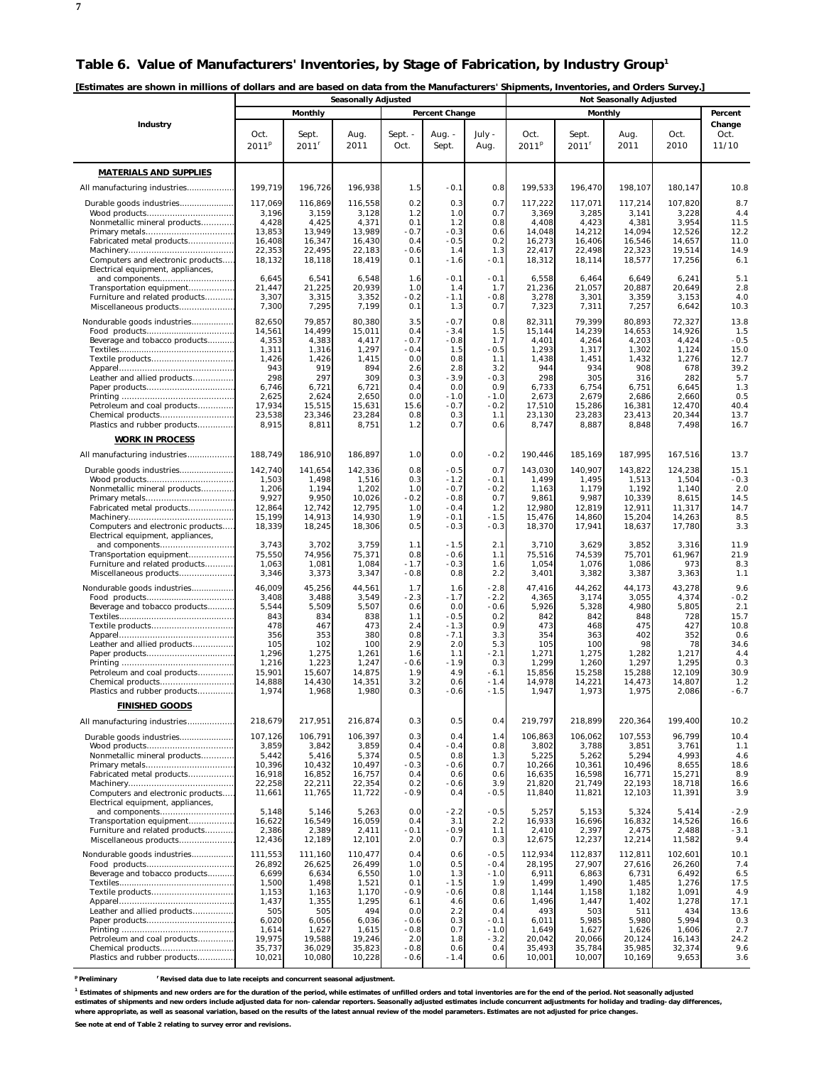## Table 6. Value of Manufacturers' Inventories, by Stage of Fabrication, by Industry Group[1]

**[Estimates are shown in millions of dollars and are based on data from the Manufacturers' Shipments, Inventories, and Orders Survey.]**

| Industry | Seasonally Adjusted | | | | | | Not Seasonally Adjusted | | | | |
|---|---|---|---|---|---|---|---|---|---|---|---|
| | Monthly | | | Percent Change | | | Monthly | | | | Percent Change |
| | Oct. 2011[p] | Sept. 2011[r] | Aug. 2011 | Sept. - Oct. | Aug. - Sept. | July - Aug. | Oct. 2011[p] | Sept. 2011[r] | Aug. 2011 | Oct. 2010 | Oct. 11/10 |
| **MATERIALS AND SUPPLIES** | | | | | | | | | | | |
| All manufacturing industries | 199,719 | 196,726 | 196,938 | 1.5 | -0.1 | 0.8 | 199,533 | 196,470 | 198,107 | 180,147 | 10.8 |
| Durable goods industries | 117,069 | 116,869 | 116,558 | 0.2 | 0.3 | 0.7 | 117,222 | 117,071 | 117,214 | 107,820 | 8.7 |
| Wood products | 3,196 | 3,159 | 3,128 | 1.2 | 1.0 | 0.7 | 3,369 | 3,285 | 3,141 | 3,228 | 4.4 |
| Nonmetallic mineral products | 4,428 | 4,425 | 4,371 | 0.1 | 1.2 | 0.8 | 4,408 | 4,423 | 4,381 | 3,954 | 11.5 |
| Primary metals | 13,853 | 13,949 | 13,989 | -0.7 | -0.3 | 0.6 | 14,048 | 14,212 | 14,094 | 12,526 | 12.2 |
| Fabricated metal products | 16,408 | 16,347 | 16,430 | 0.4 | -0.5 | 0.2 | 16,273 | 16,406 | 16,546 | 14,657 | 11.0 |
| Machinery | 22,353 | 22,495 | 22,183 | -0.6 | 1.4 | 1.3 | 22,417 | 22,498 | 22,323 | 19,514 | 14.9 |
| Computers and electronic products | 18,132 | 18,118 | 18,419 | 0.1 | -1.6 | -0.1 | 18,312 | 18,114 | 18,577 | 17,256 | 6.1 |
| Electrical equipment, appliances, and components | 6,645 | 6,541 | 6,548 | 1.6 | -0.1 | -0.1 | 6,558 | 6,464 | 6,649 | 6,241 | 5.1 |
| Transportation equipment | 21,447 | 21,225 | 20,939 | 1.0 | 1.4 | 1.7 | 21,236 | 21,057 | 20,887 | 20,649 | 2.8 |
| Furniture and related products | 3,307 | 3,315 | 3,352 | -0.2 | -1.1 | -0.8 | 3,278 | 3,301 | 3,359 | 3,153 | 4.0 |
| Miscellaneous products | 7,300 | 7,295 | 7,199 | 0.1 | 1.3 | 0.7 | 7,323 | 7,311 | 7,257 | 6,642 | 10.3 |
| Nondurable goods industries | 82,650 | 79,857 | 80,380 | 3.5 | -0.7 | 0.8 | 82,311 | 79,399 | 80,893 | 72,327 | 13.8 |
| Food products | 14,561 | 14,499 | 15,011 | 0.4 | -3.4 | 1.5 | 15,144 | 14,239 | 14,653 | 14,926 | 1.5 |
| Beverage and tobacco products | 4,353 | 4,383 | 4,417 | -0.7 | -0.8 | 1.7 | 4,401 | 4,264 | 4,203 | 4,424 | -0.5 |
| Textiles | 1,311 | 1,316 | 1,297 | -0.4 | 1.5 | -0.5 | 1,293 | 1,317 | 1,302 | 1,124 | 15.0 |
| Textile products | 1,426 | 1,426 | 1,415 | 0.0 | 0.8 | 1.1 | 1,438 | 1,451 | 1,432 | 1,276 | 12.7 |
| Apparel | 943 | 919 | 894 | 2.6 | 2.8 | 3.2 | 944 | 934 | 908 | 678 | 39.2 |
| Leather and allied products | 298 | 297 | 309 | 0.3 | -3.9 | -0.3 | 298 | 305 | 316 | 282 | 5.7 |
| Paper products | 6,746 | 6,721 | 6,721 | 0.4 | 0.0 | 0.9 | 6,733 | 6,754 | 6,751 | 6,645 | 1.3 |
| Printing | 2,625 | 2,624 | 2,650 | 0.0 | -1.0 | -1.0 | 2,673 | 2,679 | 2,686 | 2,660 | 0.5 |
| Petroleum and coal products | 17,934 | 15,515 | 15,631 | 15.6 | -0.7 | -0.2 | 17,510 | 15,286 | 16,381 | 12,470 | 40.4 |
| Chemical products | 23,538 | 23,346 | 23,284 | 0.8 | 0.3 | 1.1 | 23,130 | 23,283 | 23,413 | 20,344 | 13.7 |
| Plastics and rubber products | 8,915 | 8,811 | 8,751 | 1.2 | 0.7 | 0.6 | 8,747 | 8,887 | 8,848 | 7,498 | 16.7 |
| **WORK IN PROCESS** | | | | | | | | | | | |
| All manufacturing industries | 188,749 | 186,910 | 186,897 | 1.0 | 0.0 | -0.2 | 190,446 | 185,169 | 187,995 | 167,516 | 13.7 |
| Durable goods industries | 142,740 | 141,654 | 142,336 | 0.8 | -0.5 | 0.7 | 143,030 | 140,907 | 143,822 | 124,238 | 15.1 |
| Wood products | 1,503 | 1,498 | 1,516 | 0.3 | -1.2 | -0.1 | 1,499 | 1,495 | 1,513 | 1,504 | -0.3 |
| Nonmetallic mineral products | 1,206 | 1,194 | 1,202 | 1.0 | -0.7 | -0.2 | 1,163 | 1,179 | 1,192 | 1,140 | 2.0 |
| Primary metals | 9,927 | 9,950 | 10,026 | -0.2 | -0.8 | 0.7 | 9,861 | 9,987 | 10,339 | 8,615 | 14.5 |
| Fabricated metal products | 12,864 | 12,742 | 12,795 | 1.0 | -0.4 | 1.2 | 12,980 | 12,819 | 12,911 | 11,317 | 14.7 |
| Machinery | 15,199 | 14,913 | 14,930 | 1.9 | -0.1 | -1.5 | 15,476 | 14,860 | 15,204 | 14,263 | 8.5 |
| Computers and electronic products | 18,339 | 18,245 | 18,306 | 0.5 | -0.3 | -0.3 | 18,370 | 17,941 | 18,637 | 17,780 | 3.3 |
| Electrical equipment, appliances, and components | 3,743 | 3,702 | 3,759 | 1.1 | -1.5 | 2.1 | 3,710 | 3,629 | 3,852 | 3,316 | 11.9 |
| Transportation equipment | 75,550 | 74,956 | 75,371 | 0.8 | -0.6 | 1.1 | 75,516 | 74,539 | 75,701 | 61,967 | 21.9 |
| Furniture and related products | 1,063 | 1,081 | 1,084 | -1.7 | -0.3 | 1.6 | 1,054 | 1,076 | 1,086 | 973 | 8.3 |
| Miscellaneous products | 3,346 | 3,373 | 3,347 | -0.8 | 0.8 | 2.2 | 3,401 | 3,382 | 3,387 | 3,363 | 1.1 |
| Nondurable goods industries | 46,009 | 45,256 | 44,561 | 1.7 | 1.6 | -2.8 | 47,416 | 44,262 | 44,173 | 43,278 | 9.6 |
| Food products | 3,408 | 3,488 | 3,549 | -2.3 | -1.7 | -2.2 | 4,365 | 3,174 | 3,055 | 4,374 | -0.2 |
| Beverage and tobacco products | 5,544 | 5,509 | 5,507 | 0.6 | 0.0 | -0.6 | 5,926 | 5,328 | 4,980 | 5,805 | 2.1 |
| Textiles | 843 | 834 | 838 | 1.1 | -0.5 | 0.2 | 842 | 842 | 848 | 728 | 15.7 |
| Textile products | 478 | 467 | 473 | 2.4 | -1.3 | 0.9 | 473 | 468 | 475 | 427 | 10.8 |
| Apparel | 356 | 353 | 380 | 0.8 | -7.1 | 3.3 | 354 | 363 | 402 | 352 | 0.6 |
| Leather and allied products | 105 | 102 | 100 | 2.9 | 2.0 | 5.3 | 105 | 100 | 98 | 78 | 34.6 |
| Paper products | 1,296 | 1,275 | 1,261 | 1.6 | 1.1 | -2.1 | 1,271 | 1,275 | 1,282 | 1,217 | 4.4 |
| Printing | 1,216 | 1,223 | 1,247 | -0.6 | -1.9 | 0.3 | 1,299 | 1,260 | 1,297 | 1,295 | 0.3 |
| Petroleum and coal products | 15,901 | 15,607 | 14,875 | 1.9 | 4.9 | -6.1 | 15,856 | 15,258 | 15,288 | 12,109 | 30.9 |
| Chemical products | 14,888 | 14,430 | 14,351 | 3.2 | 0.6 | -1.4 | 14,978 | 14,221 | 14,473 | 14,807 | 1.2 |
| Plastics and rubber products | 1,974 | 1,968 | 1,980 | 0.3 | -0.6 | -1.5 | 1,947 | 1,973 | 1,975 | 2,086 | -6.7 |
| **FINISHED GOODS** | | | | | | | | | | | |
| All manufacturing industries | 218,679 | 217,951 | 216,874 | 0.3 | 0.5 | 0.4 | 219,797 | 218,899 | 220,364 | 199,400 | 10.2 |
| Durable goods industries | 107,126 | 106,791 | 106,397 | 0.3 | 0.4 | 1.4 | 106,863 | 106,062 | 107,553 | 96,799 | 10.4 |
| Wood products | 3,859 | 3,842 | 3,859 | 0.4 | -0.4 | 0.8 | 3,802 | 3,788 | 3,851 | 3,761 | 1.1 |
| Nonmetallic mineral products | 5,442 | 5,416 | 5,374 | 0.5 | 0.8 | 1.3 | 5,225 | 5,262 | 5,294 | 4,993 | 4.6 |
| Primary metals | 10,396 | 10,432 | 10,497 | -0.3 | -0.6 | 0.7 | 10,266 | 10,361 | 10,496 | 8,655 | 18.6 |
| Fabricated metal products | 16,918 | 16,852 | 16,757 | 0.4 | 0.6 | 0.6 | 16,635 | 16,598 | 16,771 | 15,271 | 8.9 |
| Machinery | 22,258 | 22,211 | 22,354 | 0.2 | -0.6 | 3.9 | 21,820 | 21,749 | 22,193 | 18,718 | 16.6 |
| Computers and electronic products | 11,661 | 11,765 | 11,722 | -0.9 | 0.4 | -0.5 | 11,840 | 11,821 | 12,103 | 11,391 | 3.9 |
| Electrical equipment, appliances, and components | 5,148 | 5,146 | 5,263 | 0.0 | -2.2 | -0.5 | 5,257 | 5,153 | 5,324 | 5,414 | -2.9 |
| Transportation equipment | 16,622 | 16,549 | 16,059 | 0.4 | 3.1 | 2.2 | 16,933 | 16,696 | 16,832 | 14,526 | 16.6 |
| Furniture and related products | 2,386 | 2,389 | 2,411 | -0.1 | -0.9 | 1.1 | 2,410 | 2,397 | 2,475 | 2,488 | -3.1 |
| Miscellaneous products | 12,436 | 12,189 | 12,101 | 2.0 | 0.7 | 0.3 | 12,675 | 12,237 | 12,214 | 11,582 | 9.4 |
| Nondurable goods industries | 111,553 | 111,160 | 110,477 | 0.4 | 0.6 | -0.5 | 112,934 | 112,837 | 112,811 | 102,601 | 10.1 |
| Food products | 26,892 | 26,625 | 26,499 | 1.0 | 0.5 | -0.4 | 28,195 | 27,907 | 27,616 | 26,260 | 7.4 |
| Beverage and tobacco products | 6,699 | 6,634 | 6,550 | 1.0 | 1.3 | -1.0 | 6,911 | 6,863 | 6,731 | 6,492 | 6.5 |
| Textiles | 1,500 | 1,498 | 1,521 | 0.1 | -1.5 | 1.9 | 1,499 | 1,490 | 1,485 | 1,276 | 17.5 |
| Textile products | 1,153 | 1,163 | 1,170 | -0.9 | -0.6 | 0.8 | 1,144 | 1,158 | 1,182 | 1,091 | 4.9 |
| Apparel | 1,437 | 1,355 | 1,295 | 6.1 | 4.6 | 0.6 | 1,496 | 1,447 | 1,402 | 1,278 | 17.1 |
| Leather and allied products | 505 | 505 | 494 | 0.0 | 2.2 | 0.4 | 493 | 503 | 511 | 434 | 13.6 |
| Paper products | 6,020 | 6,056 | 6,036 | -0.6 | 0.3 | -0.1 | 6,011 | 5,985 | 5,980 | 5,994 | 0.3 |
| Printing | 1,614 | 1,627 | 1,615 | -0.8 | 0.7 | -1.0 | 1,649 | 1,627 | 1,626 | 1,606 | 2.7 |
| Petroleum and coal products | 19,975 | 19,588 | 19,246 | 2.0 | 1.8 | -3.2 | 20,042 | 20,066 | 20,124 | 16,143 | 24.2 |
| Chemical products | 35,737 | 36,029 | 35,823 | -0.8 | 0.6 | 0.4 | 35,493 | 35,784 | 35,985 | 32,374 | 9.6 |
| Plastics and rubber products | 10,021 | 10,080 | 10,228 | -0.6 | -1.4 | 0.6 | 10,001 | 10,007 | 10,169 | 9,653 | 3.6 |

[p] Preliminary [r] Revised data due to late receipts and concurrent seasonal adjustment.

[1] Estimates of shipments and new orders are for the duration of the period, while estimates of unfilled orders and total inventories are for the end of the period. Not seasonally adjusted estimates of shipments and new orders include adjusted data for non-calendar reporters. Seasonally adjusted estimates include concurrent adjustments for holiday and trading-day differences, where appropriate, as well as seasonal variation, based on the results of the latest annual review of the model parameters. Estimates are not adjusted for price changes.

See note at end of Table 2 relating to survey error and revisions.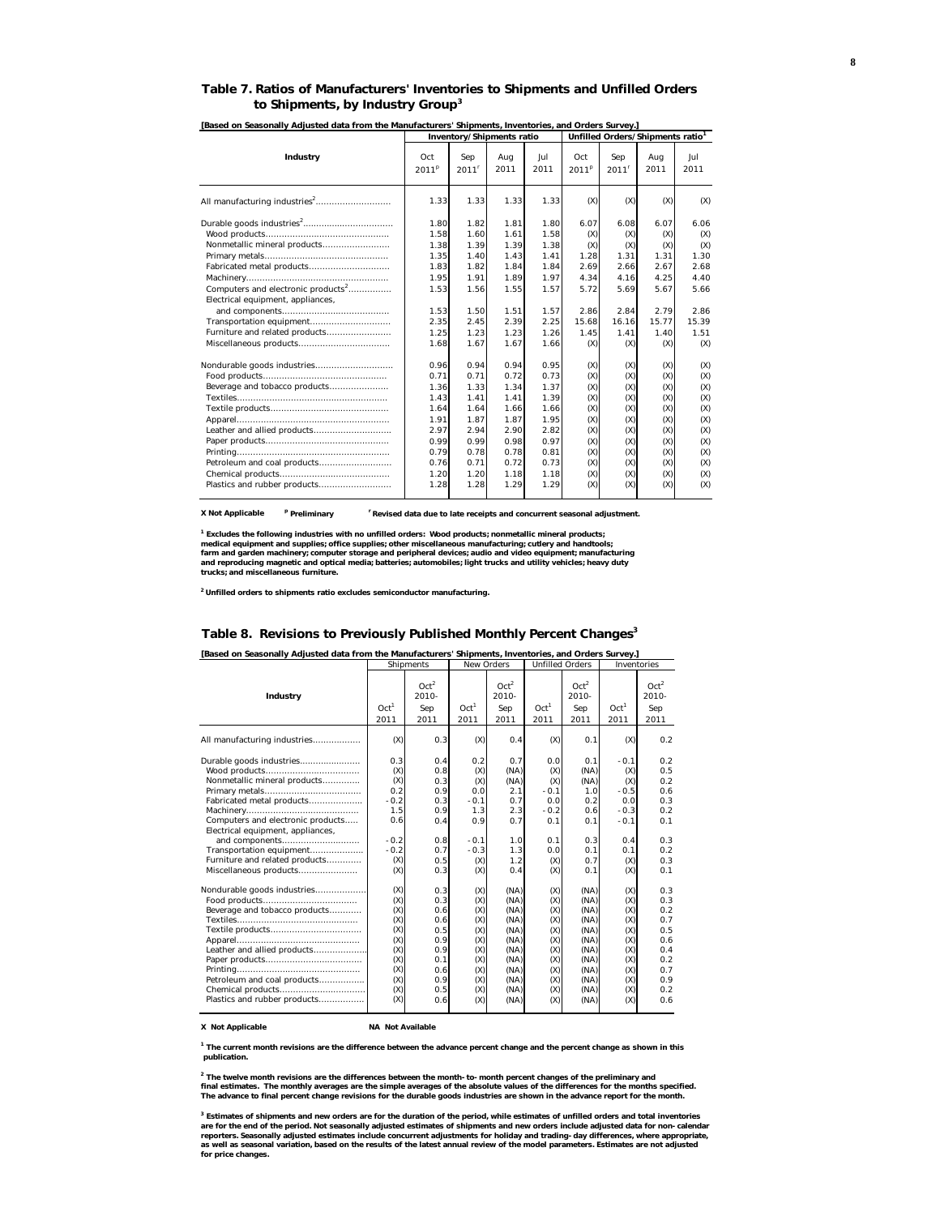## Table 7. Ratios of Manufacturers' Inventories to Shipments and Unfilled Orders to Shipments, by Industry Group[3]

[Based on Seasonally Adjusted data from the Manufacturers' Shipments, Inventories, and Orders Survey.]

| Industry | Inventory/Shipments ratio | | | | Unfilled Orders/Shipments ratio[1] | | | |
|---|---|---|---|---|---|---|---|---|
| | Oct 2011[p] | Sep 2011[r] | Aug 2011 | Jul 2011 | Oct 2011[p] | Sep 2011[r] | Aug 2011 | Jul 2011 |
| All manufacturing industries[2] | 1.33 | 1.33 | 1.33 | 1.33 | (X) | (X) | (X) | (X) |
| Durable goods industries[2] | 1.80 | 1.82 | 1.81 | 1.80 | 6.07 | 6.08 | 6.07 | 6.06 |
| Wood products | 1.58 | 1.60 | 1.61 | 1.58 | (X) | (X) | (X) | (X) |
| Nonmetallic mineral products | 1.38 | 1.39 | 1.39 | 1.38 | (X) | (X) | (X) | (X) |
| Primary metals | 1.35 | 1.40 | 1.43 | 1.41 | 1.28 | 1.31 | 1.31 | 1.30 |
| Fabricated metal products | 1.83 | 1.82 | 1.84 | 1.84 | 2.69 | 2.66 | 2.67 | 2.68 |
| Machinery | 1.95 | 1.91 | 1.89 | 1.97 | 4.34 | 4.16 | 4.25 | 4.40 |
| Computers and electronic products[2] | 1.53 | 1.56 | 1.55 | 1.57 | 5.72 | 5.69 | 5.67 | 5.66 |
| Electrical equipment, appliances, and components | 1.53 | 1.50 | 1.51 | 1.57 | 2.86 | 2.84 | 2.79 | 2.86 |
| Transportation equipment | 2.35 | 2.45 | 2.39 | 2.25 | 15.68 | 16.16 | 15.77 | 15.39 |
| Furniture and related products | 1.25 | 1.23 | 1.23 | 1.26 | 1.45 | 1.41 | 1.40 | 1.51 |
| Miscellaneous products | 1.68 | 1.67 | 1.67 | 1.66 | (X) | (X) | (X) | (X) |
| Nondurable goods industries | 0.96 | 0.94 | 0.94 | 0.95 | (X) | (X) | (X) | (X) |
| Food products | 0.71 | 0.71 | 0.72 | 0.73 | (X) | (X) | (X) | (X) |
| Beverage and tobacco products | 1.36 | 1.33 | 1.34 | 1.37 | (X) | (X) | (X) | (X) |
| Textiles | 1.43 | 1.41 | 1.41 | 1.39 | (X) | (X) | (X) | (X) |
| Textile products | 1.64 | 1.64 | 1.66 | 1.66 | (X) | (X) | (X) | (X) |
| Apparel | 1.91 | 1.87 | 1.87 | 1.95 | (X) | (X) | (X) | (X) |
| Leather and allied products | 2.97 | 2.94 | 2.90 | 2.82 | (X) | (X) | (X) | (X) |
| Paper products | 0.99 | 0.99 | 0.98 | 0.97 | (X) | (X) | (X) | (X) |
| Printing | 0.79 | 0.78 | 0.78 | 0.81 | (X) | (X) | (X) | (X) |
| Petroleum and coal products | 0.76 | 0.71 | 0.72 | 0.73 | (X) | (X) | (X) | (X) |
| Chemical products | 1.20 | 1.20 | 1.18 | 1.18 | (X) | (X) | (X) | (X) |
| Plastics and rubber products | 1.28 | 1.28 | 1.29 | 1.29 | (X) | (X) | (X) | (X) |

X Not Applicable    p Preliminary    r Revised data due to late receipts and concurrent seasonal adjustment.

[1] Excludes the following industries with no unfilled orders: Wood products; nonmetallic mineral products; medical equipment and supplies; office supplies; other miscellaneous manufacturing; cutlery and handtools; farm and garden machinery; computer storage and peripheral devices; audio and video equipment; manufacturing and reproducing magnetic and optical media; batteries; automobiles; light trucks and utility vehicles; heavy duty trucks; and miscellaneous furniture.

[2] Unfilled orders to shipments ratio excludes semiconductor manufacturing.

## Table 8. Revisions to Previously Published Monthly Percent Changes[3]

[Based on Seasonally Adjusted data from the Manufacturers' Shipments, Inventories, and Orders Survey.]

| Industry | Shipments | | New Orders | | Unfilled Orders | | Inventories | |
|---|---|---|---|---|---|---|---|---|
| | Oct[1] 2011 | Oct[2] 2010-Sep 2011 | Oct[1] 2011 | Oct[2] 2010-Sep 2011 | Oct[1] 2011 | Oct[2] 2010-Sep 2011 | Oct[1] 2011 | Oct[2] 2010-Sep 2011 |
| All manufacturing industries | (X) | 0.3 | (X) | 0.4 | (X) | 0.1 | (X) | 0.2 |
| Durable goods industries | 0.3 | 0.4 | 0.2 | 0.7 | 0.0 | 0.1 | -0.1 | 0.2 |
| Wood products | (X) | 0.8 | (X) | (NA) | (X) | (NA) | (X) | 0.5 |
| Nonmetallic mineral products | (X) | 0.3 | (X) | (NA) | (X) | (NA) | (X) | 0.2 |
| Primary metals | 0.2 | 0.9 | 0.0 | 2.1 | -0.1 | 1.0 | -0.5 | 0.6 |
| Fabricated metal products | -0.2 | 0.3 | -0.1 | 0.7 | 0.0 | 0.2 | 0.0 | 0.3 |
| Machinery | 1.5 | 0.9 | 1.3 | 2.3 | -0.2 | 0.6 | -0.3 | 0.2 |
| Computers and electronic products | 0.6 | 0.4 | 0.9 | 0.7 | 0.1 | 0.1 | -0.1 | 0.1 |
| Electrical equipment, appliances, and components | -0.2 | 0.8 | -0.1 | 1.0 | 0.1 | 0.3 | 0.4 | 0.3 |
| Transportation equipment | -0.2 | 0.7 | -0.3 | 1.3 | 0.0 | 0.1 | 0.1 | 0.2 |
| Furniture and related products | (X) | 0.5 | (X) | 1.2 | (X) | 0.7 | (X) | 0.3 |
| Miscellaneous products | (X) | 0.3 | (X) | 0.4 | (X) | 0.1 | (X) | 0.1 |
| Nondurable goods industries | (X) | 0.3 | (X) | (NA) | (X) | (NA) | (X) | 0.3 |
| Food products | (X) | 0.3 | (X) | (NA) | (X) | (NA) | (X) | 0.3 |
| Beverage and tobacco products | (X) | 0.6 | (X) | (NA) | (X) | (NA) | (X) | 0.2 |
| Textiles | (X) | 0.6 | (X) | (NA) | (X) | (NA) | (X) | 0.7 |
| Textile products | (X) | 0.5 | (X) | (NA) | (X) | (NA) | (X) | 0.5 |
| Apparel | (X) | 0.9 | (X) | (NA) | (X) | (NA) | (X) | 0.6 |
| Leather and allied products | (X) | 0.9 | (X) | (NA) | (X) | (NA) | (X) | 0.4 |
| Paper products | (X) | 0.1 | (X) | (NA) | (X) | (NA) | (X) | 0.2 |
| Printing | (X) | 0.6 | (X) | (NA) | (X) | (NA) | (X) | 0.7 |
| Petroleum and coal products | (X) | 0.9 | (X) | (NA) | (X) | (NA) | (X) | 0.9 |
| Chemical products | (X) | 0.5 | (X) | (NA) | (X) | (NA) | (X) | 0.2 |
| Plastics and rubber products | (X) | 0.6 | (X) | (NA) | (X) | (NA) | (X) | 0.6 |

X Not Applicable    NA Not Available

[1] The current month revisions are the difference between the advance percent change and the percent change as shown in this publication.

[2] The twelve month revisions are the differences between the month-to-month percent changes of the preliminary and final estimates. The monthly averages are the simple averages of the absolute values of the differences for the months specified. The advance to final percent change revisions for the durable goods industries are shown in the advance report for the month.

[3] Estimates of shipments and new orders are for the duration of the period, while estimates of unfilled orders and total inventories are for the end of the period. Not seasonally adjusted estimates of shipments and new orders include adjusted data for non-calendar reporters. Seasonally adjusted estimates include concurrent adjustments for holiday and trading-day differences, where appropriate, as well as seasonal variation, based on the results of the latest annual review of the model parameters. Estimates are not adjusted for price changes.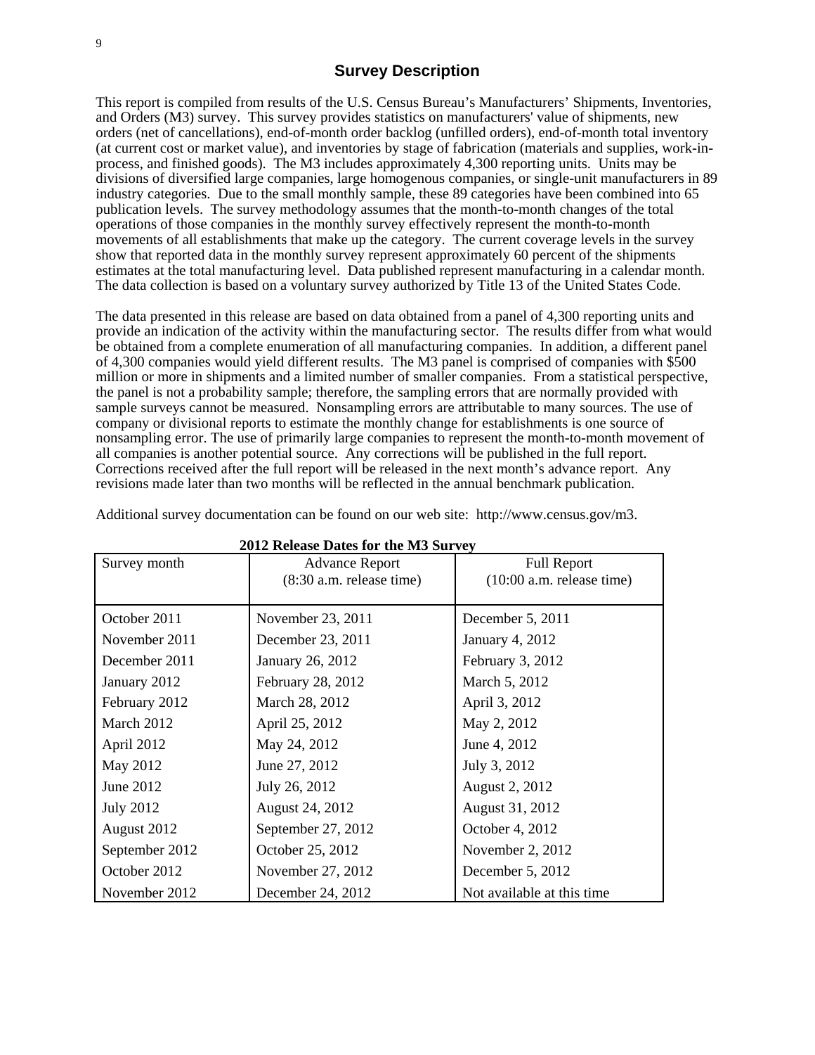## Survey Description

This report is compiled from results of the U.S. Census Bureau's Manufacturers' Shipments, Inventories, and Orders (M3) survey. This survey provides statistics on manufacturers' value of shipments, new orders (net of cancellations), end-of-month order backlog (unfilled orders), end-of-month total inventory (at current cost or market value), and inventories by stage of fabrication (materials and supplies, work-in-process, and finished goods). The M3 includes approximately 4,300 reporting units. Units may be divisions of diversified large companies, large homogenous companies, or single-unit manufacturers in 89 industry categories. Due to the small monthly sample, these 89 categories have been combined into 65 publication levels. The survey methodology assumes that the month-to-month changes of the total operations of those companies in the monthly survey effectively represent the month-to-month movements of all establishments that make up the category. The current coverage levels in the survey show that reported data in the monthly survey represent approximately 60 percent of the shipments estimates at the total manufacturing level. Data published represent manufacturing in a calendar month. The data collection is based on a voluntary survey authorized by Title 13 of the United States Code.

The data presented in this release are based on data obtained from a panel of 4,300 reporting units and provide an indication of the activity within the manufacturing sector. The results differ from what would be obtained from a complete enumeration of all manufacturing companies. In addition, a different panel of 4,300 companies would yield different results. The M3 panel is comprised of companies with $500 million or more in shipments and a limited number of smaller companies. From a statistical perspective, the panel is not a probability sample; therefore, the sampling errors that are normally provided with sample surveys cannot be measured. Nonsampling errors are attributable to many sources. The use of company or divisional reports to estimate the monthly change for establishments is one source of nonsampling error. The use of primarily large companies to represent the month-to-month movement of all companies is another potential source. Any corrections will be published in the full report. Corrections received after the full report will be released in the next month's advance report. Any revisions made later than two months will be reflected in the annual benchmark publication.

Additional survey documentation can be found on our web site: http://www.census.gov/m3.

**2012 Release Dates for the M3 Survey**

| Survey month | Advance Report (8:30 a.m. release time) | Full Report (10:00 a.m. release time) |
|---|---|---|
| October 2011 | November 23, 2011 | December 5, 2011 |
| November 2011 | December 23, 2011 | January 4, 2012 |
| December 2011 | January 26, 2012 | February 3, 2012 |
| January 2012 | February 28, 2012 | March 5, 2012 |
| February 2012 | March 28, 2012 | April 3, 2012 |
| March 2012 | April 25, 2012 | May 2, 2012 |
| April 2012 | May 24, 2012 | June 4, 2012 |
| May 2012 | June 27, 2012 | July 3, 2012 |
| June 2012 | July 26, 2012 | August 2, 2012 |
| July 2012 | August 24, 2012 | August 31, 2012 |
| August 2012 | September 27, 2012 | October 4, 2012 |
| September 2012 | October 25, 2012 | November 2, 2012 |
| October 2012 | November 27, 2012 | December 5, 2012 |
| November 2012 | December 24, 2012 | Not available at this time |